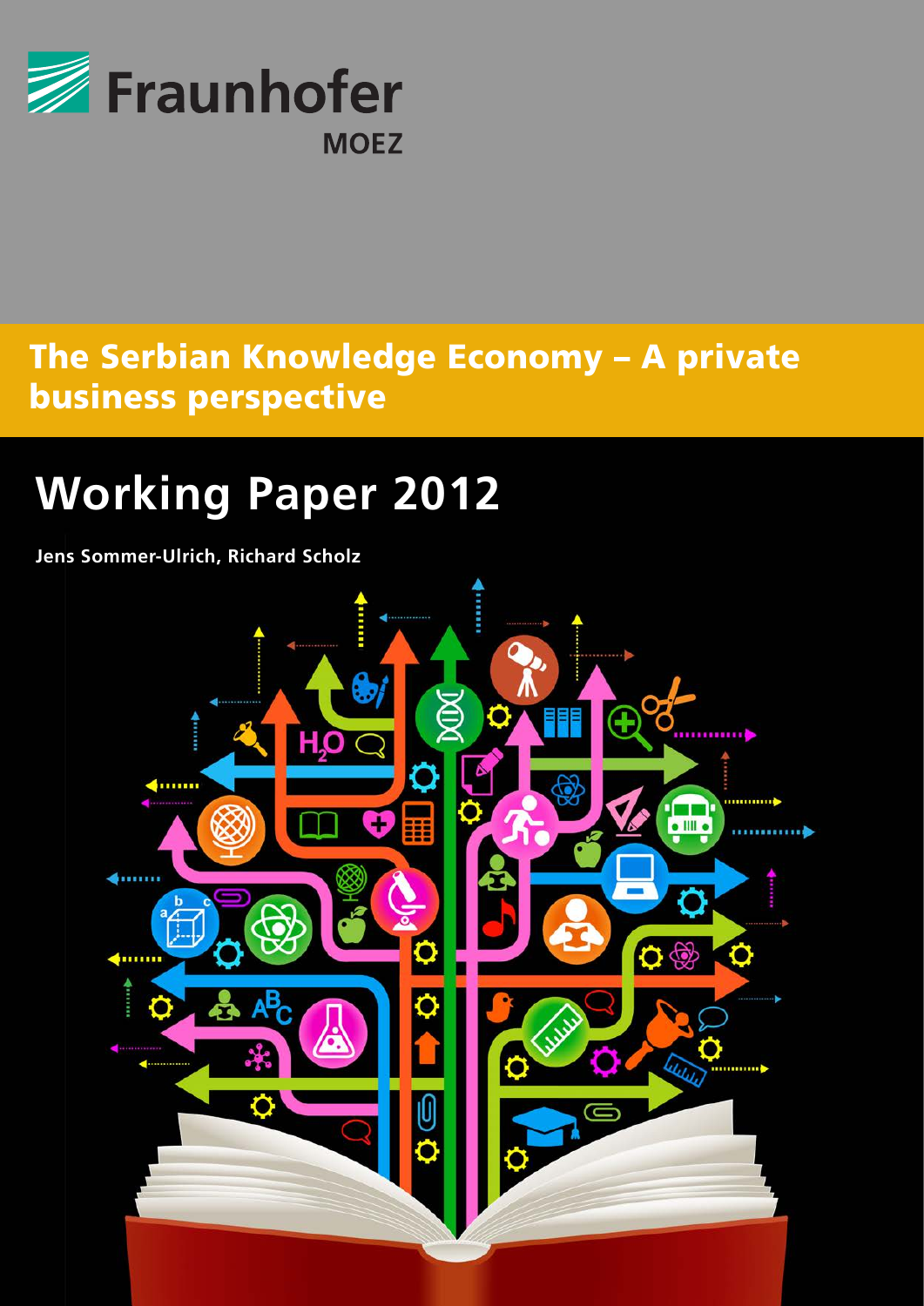Fraunhofer

MOEZ

# The Serbian Knowledge Economy – A private business perspective

## Working Paper 2012

**Jens Sommer-Ulrich, Richard Scholz**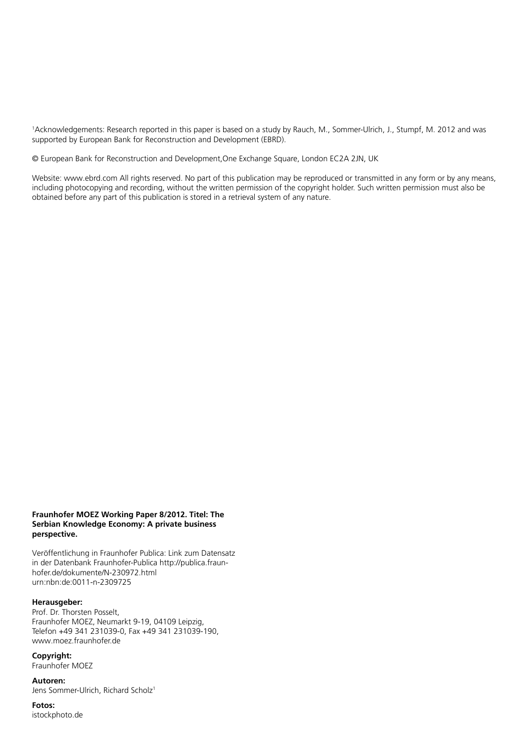[1]Acknowledgements: Research reported in this paper is based on a study by Rauch, M., Sommer-Ulrich, J., Stumpf, M. 2012 and was supported by European Bank for Reconstruction and Development (EBRD).

© European Bank for Reconstruction and Development,One Exchange Square, London EC2A 2JN, UK

Website: www.ebrd.com All rights reserved. No part of this publication may be reproduced or transmitted in any form or by any means, including photocopying and recording, without the written permission of the copyright holder. Such written permission must also be obtained before any part of this publication is stored in a retrieval system of any nature.

**Fraunhofer MOEZ Working Paper 8/2012. Titel: The Serbian Knowledge Economy: A private business perspective.**

Veröffentlichung in Fraunhofer Publica: Link zum Datensatz in der Datenbank Fraunhofer-Publica http://publica.fraunhofer.de/dokumente/N-230972.html
urn:nbn:de:0011-n-2309725

**Herausgeber:**
Prof. Dr. Thorsten Posselt,
Fraunhofer MOEZ, Neumarkt 9-19, 04109 Leipzig,
Telefon +49 341 231039-0, Fax +49 341 231039-190,
www.moez.fraunhofer.de

**Copyright:**
Fraunhofer MOEZ

**Autoren:**
Jens Sommer-Ulrich, Richard Scholz[1]

**Fotos:**
istockphoto.de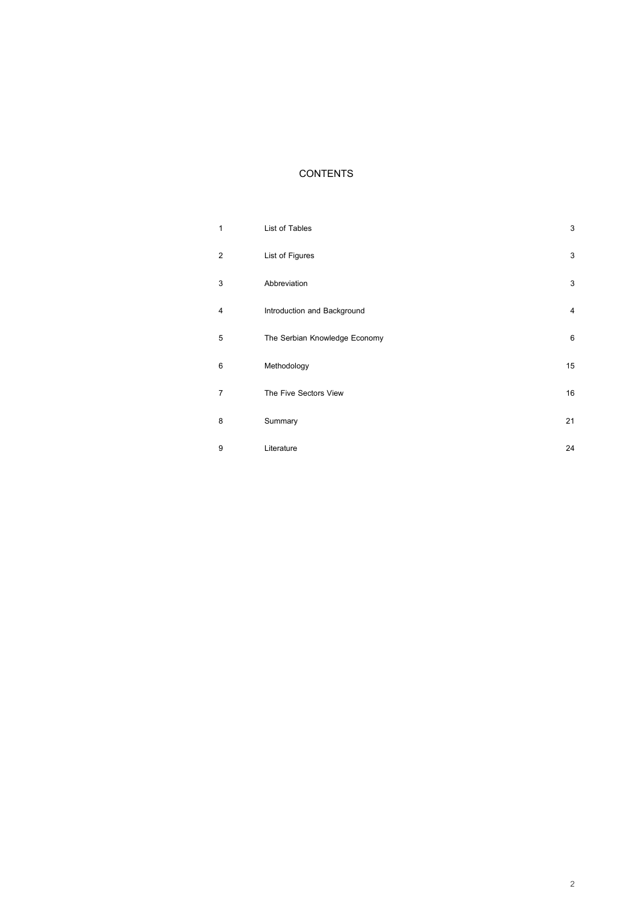# CONTENTS

| | | |
|---|---|---|
| 1 | List of Tables | 3 |
| 2 | List of Figures | 3 |
| 3 | Abbreviation | 3 |
| 4 | Introduction and Background | 4 |
| 5 | The Serbian Knowledge Economy | 6 |
| 6 | Methodology | 15 |
| 7 | The Five Sectors View | 16 |
| 8 | Summary | 21 |
| 9 | Literature | 24 |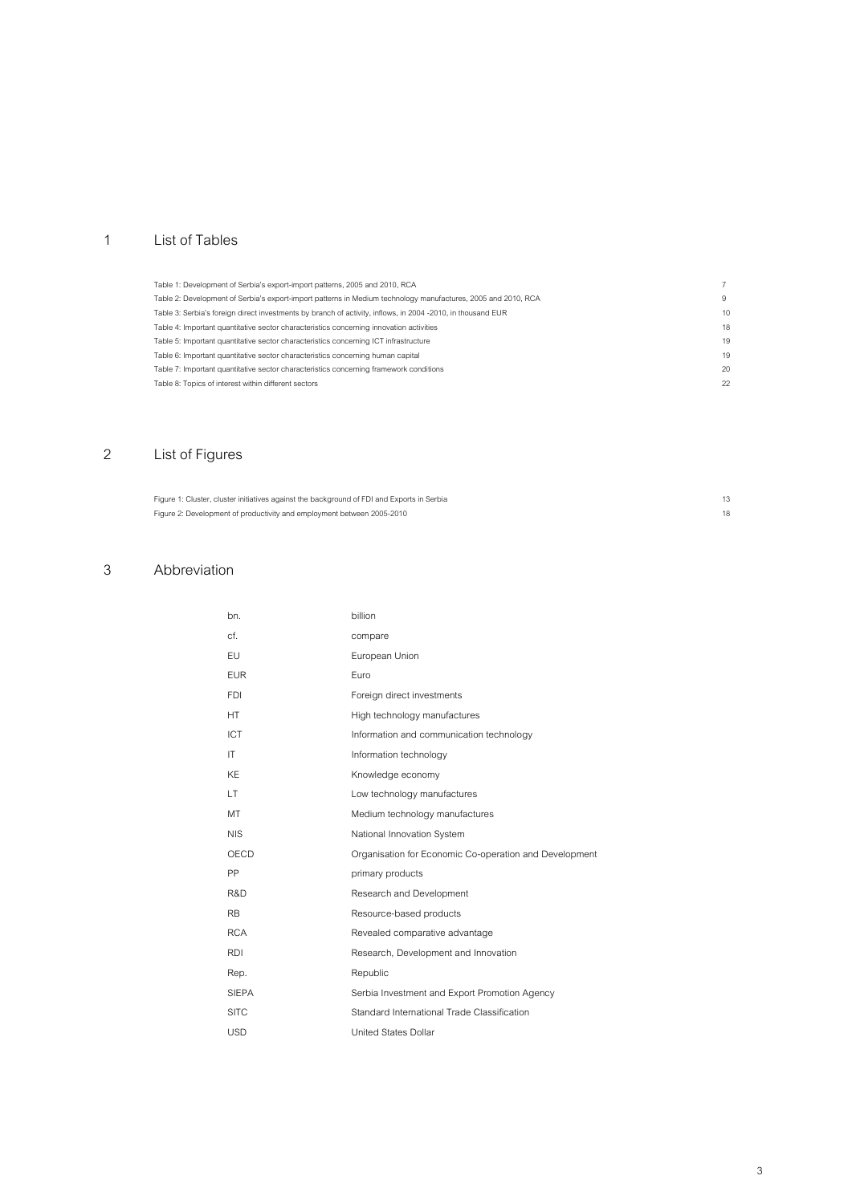# 1 List of Tables

| | |
|---|---|
| Table 1: Development of Serbia's export-import patterns, 2005 and 2010, RCA | 7 |
| Table 2: Development of Serbia's export-import patterns in Medium technology manufactures, 2005 and 2010, RCA | 9 |
| Table 3: Serbia's foreign direct investments by branch of activity, inflows, in 2004 -2010, in thousand EUR | 10 |
| Table 4: Important quantitative sector characteristics concerning innovation activities | 18 |
| Table 5: Important quantitative sector characteristics concerning ICT infrastructure | 19 |
| Table 6: Important quantitative sector characteristics concerning human capital | 19 |
| Table 7: Important quantitative sector characteristics concerning framework conditions | 20 |
| Table 8: Topics of interest within different sectors | 22 |

# 2 List of Figures

| | |
|---|---|
| Figure 1: Cluster, cluster initiatives against the background of FDI and Exports in Serbia | 13 |
| Figure 2: Development of productivity and employment between 2005-2010 | 18 |

# 3 Abbreviation

| | |
|---|---|
| bn. | billion |
| cf. | compare |
| EU | European Union |
| EUR | Euro |
| FDI | Foreign direct investments |
| HT | High technology manufactures |
| ICT | Information and communication technology |
| IT | Information technology |
| KE | Knowledge economy |
| LT | Low technology manufactures |
| MT | Medium technology manufactures |
| NIS | National Innovation System |
| OECD | Organisation for Economic Co-operation and Development |
| PP | primary products |
| R&D | Research and Development |
| RB | Resource-based products |
| RCA | Revealed comparative advantage |
| RDI | Research, Development and Innovation |
| Rep. | Republic |
| SIEPA | Serbia Investment and Export Promotion Agency |
| SITC | Standard International Trade Classification |
| USD | United States Dollar |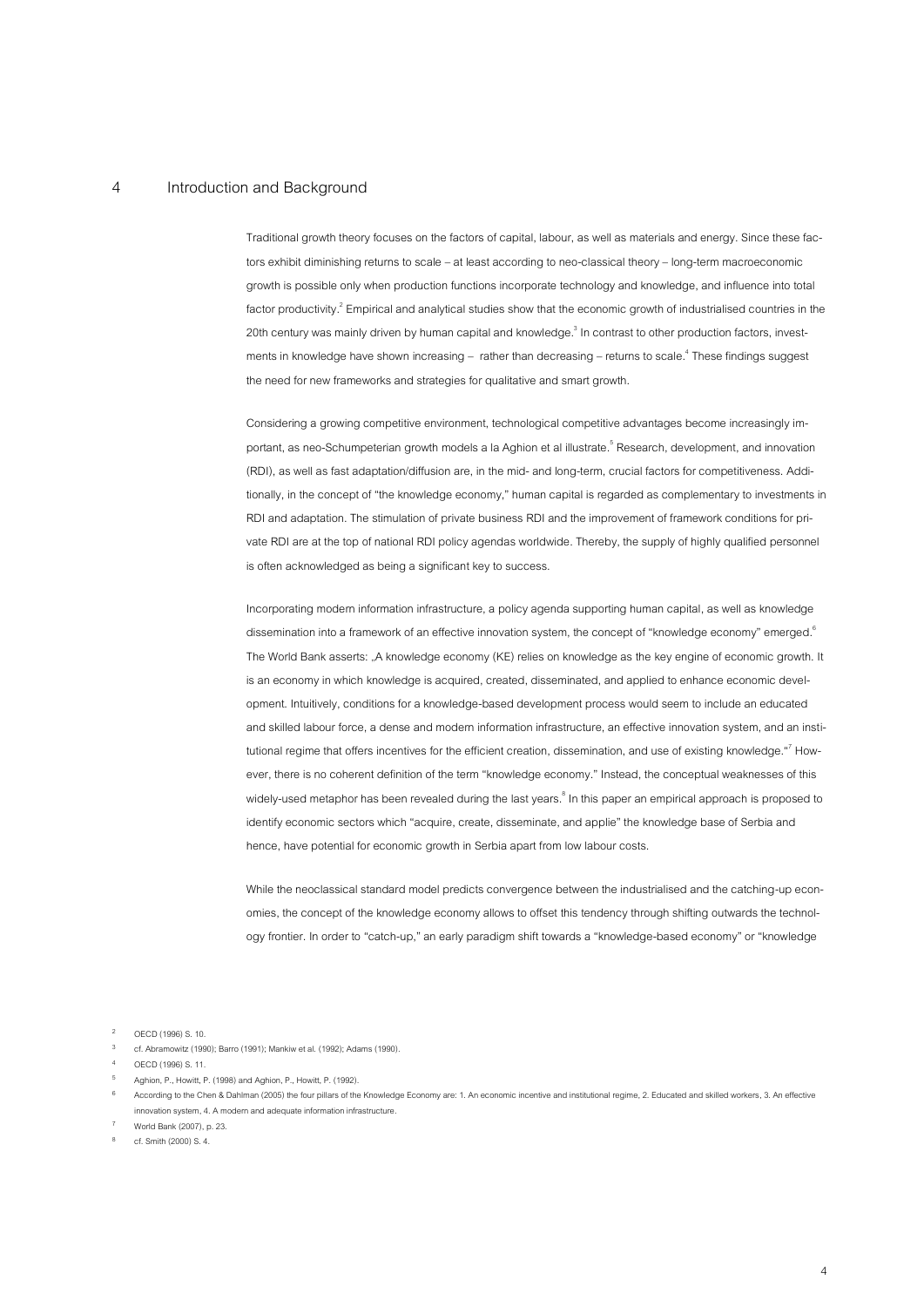# 4 Introduction and Background

Traditional growth theory focuses on the factors of capital, labour, as well as materials and energy. Since these factors exhibit diminishing returns to scale – at least according to neo-classical theory – long-term macroeconomic growth is possible only when production functions incorporate technology and knowledge, and influence into total factor productivity.[2] Empirical and analytical studies show that the economic growth of industrialised countries in the 20th century was mainly driven by human capital and knowledge.[3] In contrast to other production factors, investments in knowledge have shown increasing – rather than decreasing – returns to scale.[4] These findings suggest the need for new frameworks and strategies for qualitative and smart growth.

Considering a growing competitive environment, technological competitive advantages become increasingly important, as neo-Schumpeterian growth models a la Aghion et al illustrate.[5] Research, development, and innovation (RDI), as well as fast adaptation/diffusion are, in the mid- and long-term, crucial factors for competitiveness. Additionally, in the concept of "the knowledge economy," human capital is regarded as complementary to investments in RDI and adaptation. The stimulation of private business RDI and the improvement of framework conditions for private RDI are at the top of national RDI policy agendas worldwide. Thereby, the supply of highly qualified personnel is often acknowledged as being a significant key to success.

Incorporating modern information infrastructure, a policy agenda supporting human capital, as well as knowledge dissemination into a framework of an effective innovation system, the concept of "knowledge economy" emerged.[6] The World Bank asserts: „A knowledge economy (KE) relies on knowledge as the key engine of economic growth. It is an economy in which knowledge is acquired, created, disseminated, and applied to enhance economic development. Intuitively, conditions for a knowledge-based development process would seem to include an educated and skilled labour force, a dense and modern information infrastructure, an effective innovation system, and an institutional regime that offers incentives for the efficient creation, dissemination, and use of existing knowledge."[7] However, there is no coherent definition of the term "knowledge economy." Instead, the conceptual weaknesses of this widely-used metaphor has been revealed during the last years.[8] In this paper an empirical approach is proposed to identify economic sectors which "acquire, create, disseminate, and applie" the knowledge base of Serbia and hence, have potential for economic growth in Serbia apart from low labour costs.

While the neoclassical standard model predicts convergence between the industrialised and the catching-up economies, the concept of the knowledge economy allows to offset this tendency through shifting outwards the technology frontier. In order to "catch-up," an early paradigm shift towards a "knowledge-based economy" or "knowledge

---

[2] OECD (1996) S. 10.

[3] cf. Abramowitz (1990); Barro (1991); Mankiw et al. (1992); Adams (1990).

[4] OECD (1996) S. 11.

[5] Aghion, P., Howitt, P. (1998) and Aghion, P., Howitt, P. (1992).

[6] According to the Chen & Dahlman (2005) the four pillars of the Knowledge Economy are: 1. An economic incentive and institutional regime, 2. Educated and skilled workers, 3. An effective innovation system, 4. A modern and adequate information infrastructure.

[7] World Bank (2007), p. 23.

[8] cf. Smith (2000) S. 4.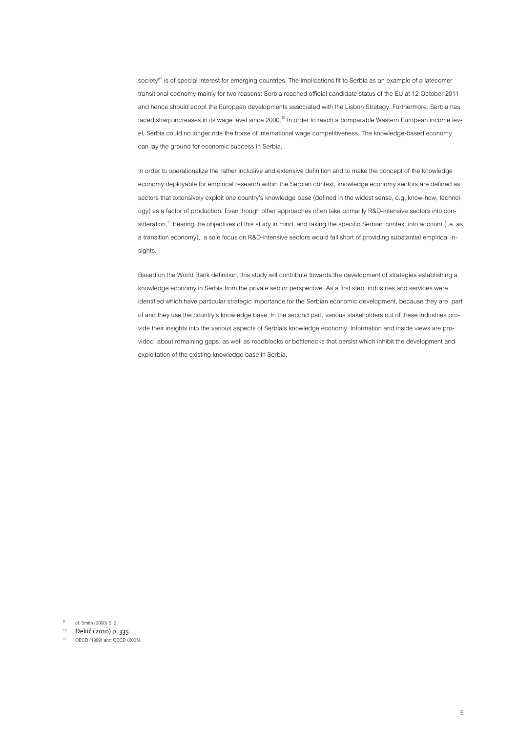society"[9] is of special interest for emerging countries. The implications fit to Serbia as an example of a latecomer transitional economy mainly for two reasons: Serbia reached official candidate status of the EU at 12 October 2011 and hence should adopt the European developments associated with the Lisbon Strategy. Furthermore, Serbia has faced sharp increases in its wage level since 2000.[10] In order to reach a comparable Western European income level, Serbia could no longer ride the horse of international wage competitiveness. The knowledge-based economy can lay the ground for economic success in Serbia.

In order to operationalize the rather inclusive and extensive definition and to make the concept of the knowledge economy deployable for empirical research within the Serbian context, knowledge economy sectors are defined as sectors that extensively exploit one country's knowledge base (defined in the widest sense, e.g. know-how, technology) as a factor of production. Even though other approaches often take primarily R&D-intensive sectors into consideration,[11] bearing the objectives of this study in mind, and taking the specific Serbian context into account (i.e. as a transition economy), a sole focus on R&D-intensive sectors would fall short of providing substantial empirical insights.

Based on the World Bank definition, this study will contribute towards the development of strategies establishing a knowledge economy in Serbia from the private sector perspective. As a first step, industries and services were identified which have particular strategic importance for the Serbian economic development, because they are part of and they use the country's knowledge base. In the second part, various stakeholders out of these industries provide their insights into the various aspects of Serbia's knowledge economy. Information and inside views are provided about remaining gaps, as well as roadblocks or bottlenecks that persist which inhibit the development and exploitation of the existing knowledge base in Serbia.

[9] cf. Smith (2000) S. 2.

[10] Đekić (2010) p. 335.

[11] OECD (1999) and OECD (2005).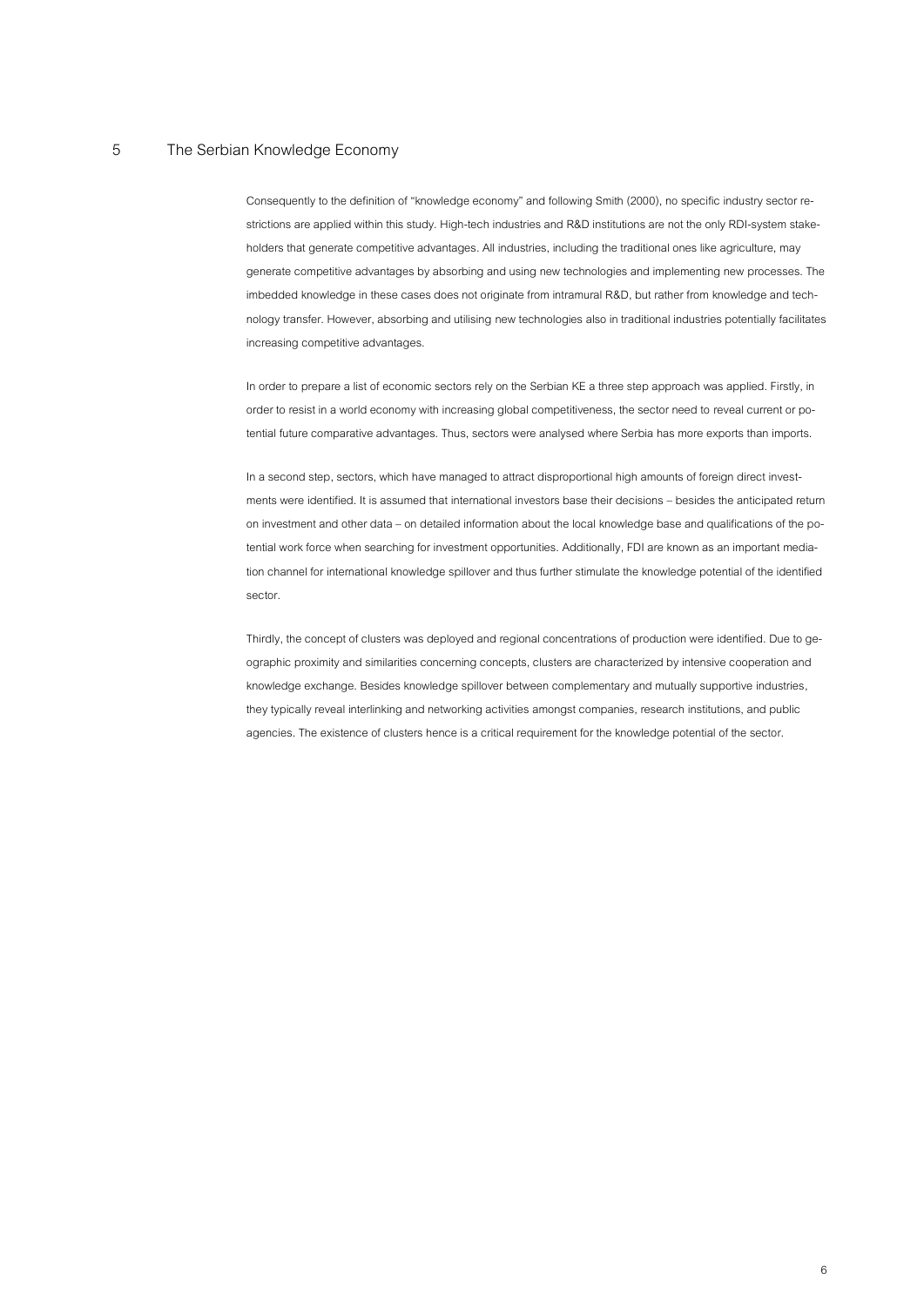# 5 The Serbian Knowledge Economy

Consequently to the definition of "knowledge economy" and following Smith (2000), no specific industry sector restrictions are applied within this study. High-tech industries and R&D institutions are not the only RDI-system stakeholders that generate competitive advantages. All industries, including the traditional ones like agriculture, may generate competitive advantages by absorbing and using new technologies and implementing new processes. The imbedded knowledge in these cases does not originate from intramural R&D, but rather from knowledge and technology transfer. However, absorbing and utilising new technologies also in traditional industries potentially facilitates increasing competitive advantages.

In order to prepare a list of economic sectors rely on the Serbian KE a three step approach was applied. Firstly, in order to resist in a world economy with increasing global competitiveness, the sector need to reveal current or potential future comparative advantages. Thus, sectors were analysed where Serbia has more exports than imports.

In a second step, sectors, which have managed to attract disproportional high amounts of foreign direct investments were identified. It is assumed that international investors base their decisions – besides the anticipated return on investment and other data – on detailed information about the local knowledge base and qualifications of the potential work force when searching for investment opportunities. Additionally, FDI are known as an important mediation channel for international knowledge spillover and thus further stimulate the knowledge potential of the identified sector.

Thirdly, the concept of clusters was deployed and regional concentrations of production were identified. Due to geographic proximity and similarities concerning concepts, clusters are characterized by intensive cooperation and knowledge exchange. Besides knowledge spillover between complementary and mutually supportive industries, they typically reveal interlinking and networking activities amongst companies, research institutions, and public agencies. The existence of clusters hence is a critical requirement for the knowledge potential of the sector.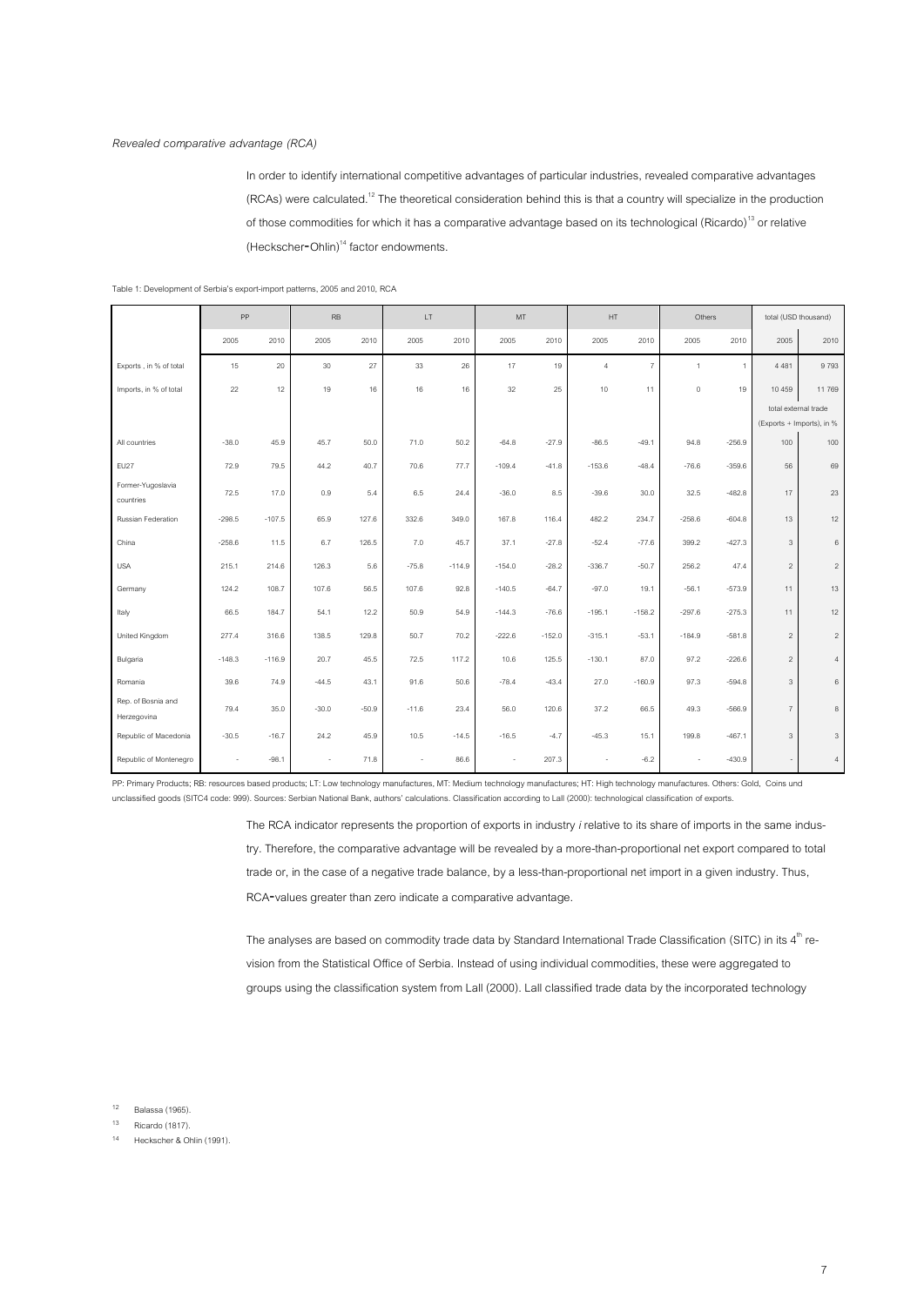*Revealed comparative advantage (RCA)*

In order to identify international competitive advantages of particular industries, revealed comparative advantages (RCAs) were calculated.[12] The theoretical consideration behind this is that a country will specialize in the production of those commodities for which it has a comparative advantage based on its technological (Ricardo)[13] or relative (Heckscher-Ohlin)[14] factor endowments.

Table 1: Development of Serbia's export-import patterns, 2005 and 2010, RCA

| | PP | | RB | | LT | | MT | | HT | | Others | | total (USD thousand) | |
|---|---|---|---|---|---|---|---|---|---|---|---|---|---|---|
| | 2005 | 2010 | 2005 | 2010 | 2005 | 2010 | 2005 | 2010 | 2005 | 2010 | 2005 | 2010 | 2005 | 2010 |
| Exports , in % of total | 15 | 20 | 30 | 27 | 33 | 26 | 17 | 19 | 4 | 7 | 1 | 1 | 4 481 | 9 793 |
| Imports, in % of total | 22 | 12 | 19 | 16 | 16 | 16 | 32 | 25 | 10 | 11 | 0 | 19 | 10 459 | 11 769 |
| | | | | | | | | | | | | | total external trade (Exports + Imports), in % | |
| All countries | -38.0 | 45.9 | 45.7 | 50.0 | 71.0 | 50.2 | -64.8 | -27.9 | -86.5 | -49.1 | 94.8 | -256.9 | 100 | 100 |
| EU27 | 72.9 | 79.5 | 44.2 | 40.7 | 70.6 | 77.7 | -109.4 | -41.8 | -153.6 | -48.4 | -76.6 | -359.6 | 56 | 69 |
| Former-Yugoslavia countries | 72.5 | 17.0 | 0.9 | 5.4 | 6.5 | 24.4 | -36.0 | 8.5 | -39.6 | 30.0 | 32.5 | -482.8 | 17 | 23 |
| Russian Federation | -298.5 | -107.5 | 65.9 | 127.6 | 332.6 | 349.0 | 167.8 | 116.4 | 482.2 | 234.7 | -258.6 | -604.8 | 13 | 12 |
| China | -258.6 | 11.5 | 6.7 | 126.5 | 7.0 | 45.7 | 37.1 | -27.8 | -52.4 | -77.6 | 399.2 | -427.3 | 3 | 6 |
| USA | 215.1 | 214.6 | 126.3 | 5.6 | -75.8 | -114.9 | -154.0 | -28.2 | -336.7 | -50.7 | 256.2 | 47.4 | 2 | 2 |
| Germany | 124.2 | 108.7 | 107.6 | 56.5 | 107.6 | 92.8 | -140.5 | -64.7 | -97.0 | 19.1 | -56.1 | -573.9 | 11 | 13 |
| Italy | 66.5 | 184.7 | 54.1 | 12.2 | 50.9 | 54.9 | -144.3 | -76.6 | -195.1 | -158.2 | -297.6 | -275.3 | 11 | 12 |
| United Kingdom | 277.4 | 316.6 | 138.5 | 129.8 | 50.7 | 70.2 | -222.6 | -152.0 | -315.1 | -53.1 | -184.9 | -581.8 | 2 | 2 |
| Bulgaria | -148.3 | -116.9 | 20.7 | 45.5 | 72.5 | 117.2 | 10.6 | 125.5 | -130.1 | 87.0 | 97.2 | -226.6 | 2 | 4 |
| Romania | 39.6 | 74.9 | -44.5 | 43.1 | 91.6 | 50.6 | -78.4 | -43.4 | 27.0 | -160.9 | 97.3 | -594.8 | 3 | 6 |
| Rep. of Bosnia and Herzegovina | 79.4 | 35.0 | -30.0 | -50.9 | -11.6 | 23.4 | 56.0 | 120.6 | 37.2 | 66.5 | 49.3 | -566.9 | 7 | 8 |
| Republic of Macedonia | -30.5 | -16.7 | 24.2 | 45.9 | 10.5 | -14.5 | -16.5 | -4.7 | -45.3 | 15.1 | 199.8 | -467.1 | 3 | 3 |
| Republic of Montenegro | - | -98.1 | - | 71.8 | - | 86.6 | - | 207.3 | - | -6.2 | - | -430.9 | - | 4 |

PP: Primary Products; RB: resources based products; LT: Low technology manufactures, MT: Medium technology manufactures; HT: High technology manufactures. Others: Gold, Coins und unclassified goods (SITC4 code: 999). Sources: Serbian National Bank, authors' calculations. Classification according to Lall (2000): technological classification of exports.

The RCA indicator represents the proportion of exports in industry *i* relative to its share of imports in the same industry. Therefore, the comparative advantage will be revealed by a more-than-proportional net export compared to total trade or, in the case of a negative trade balance, by a less-than-proportional net import in a given industry. Thus, RCA-values greater than zero indicate a comparative advantage.

The analyses are based on commodity trade data by Standard International Trade Classification (SITC) in its 4[th] revision from the Statistical Office of Serbia. Instead of using individual commodities, these were aggregated to groups using the classification system from Lall (2000). Lall classified trade data by the incorporated technology

[12] Balassa (1965).

[13] Ricardo (1817).

[14] Heckscher & Ohlin (1991).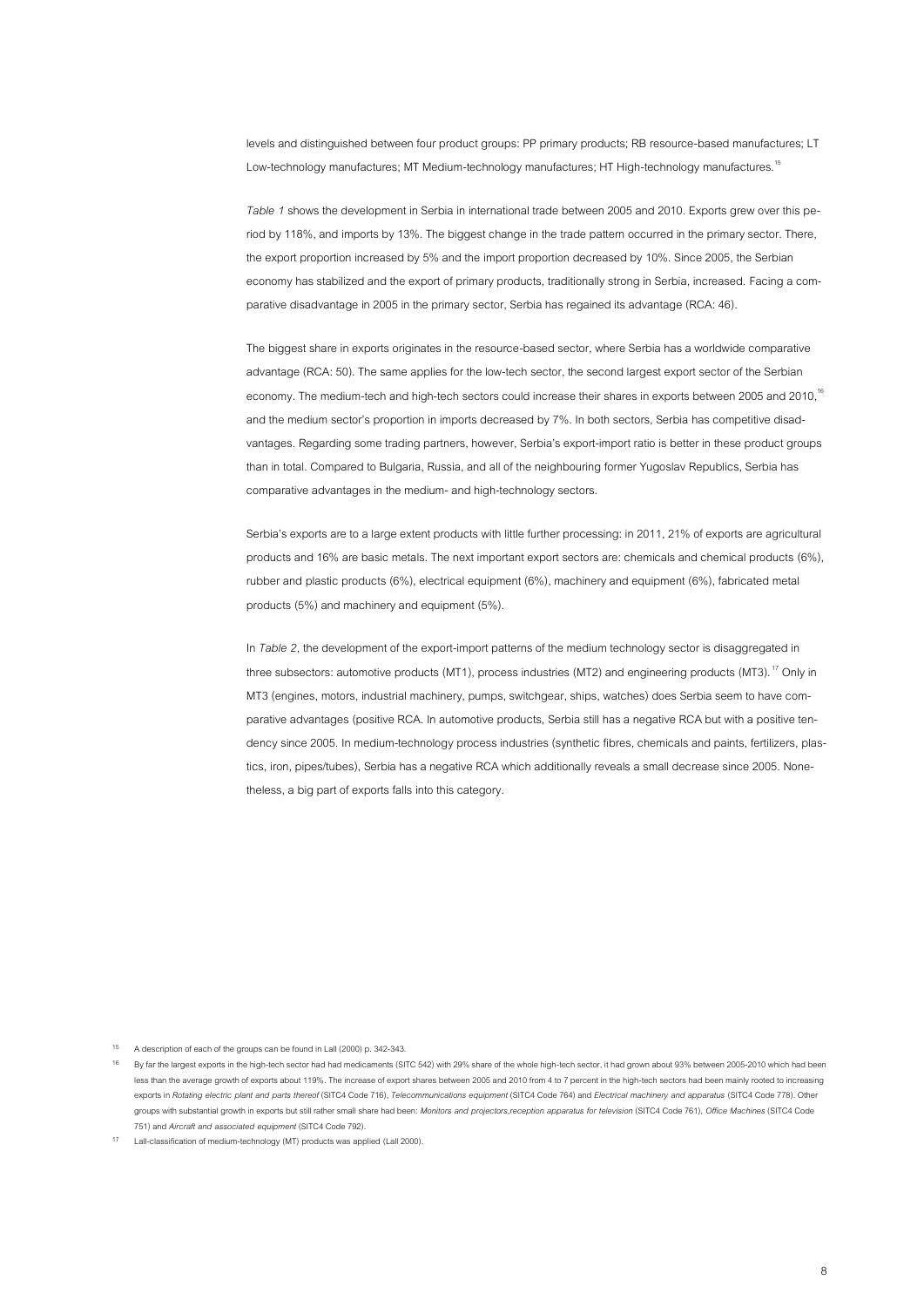levels and distinguished between four product groups: PP primary products; RB resource-based manufactures; LT Low-technology manufactures; MT Medium-technology manufactures; HT High-technology manufactures.[15]

*Table 1* shows the development in Serbia in international trade between 2005 and 2010. Exports grew over this period by 118%, and imports by 13%. The biggest change in the trade pattern occurred in the primary sector. There, the export proportion increased by 5% and the import proportion decreased by 10%. Since 2005, the Serbian economy has stabilized and the export of primary products, traditionally strong in Serbia, increased. Facing a comparative disadvantage in 2005 in the primary sector, Serbia has regained its advantage (RCA: 46).

The biggest share in exports originates in the resource-based sector, where Serbia has a worldwide comparative advantage (RCA: 50). The same applies for the low-tech sector, the second largest export sector of the Serbian economy. The medium-tech and high-tech sectors could increase their shares in exports between 2005 and 2010,[16] and the medium sector's proportion in imports decreased by 7%. In both sectors, Serbia has competitive disadvantages. Regarding some trading partners, however, Serbia's export-import ratio is better in these product groups than in total. Compared to Bulgaria, Russia, and all of the neighbouring former Yugoslav Republics, Serbia has comparative advantages in the medium- and high-technology sectors.

Serbia's exports are to a large extent products with little further processing: in 2011, 21% of exports are agricultural products and 16% are basic metals. The next important export sectors are: chemicals and chemical products (6%), rubber and plastic products (6%), electrical equipment (6%), machinery and equipment (6%), fabricated metal products (5%) and machinery and equipment (5%).

In *Table 2*, the development of the export-import patterns of the medium technology sector is disaggregated in three subsectors: automotive products (MT1), process industries (MT2) and engineering products (MT3).[17] Only in MT3 (engines, motors, industrial machinery, pumps, switchgear, ships, watches) does Serbia seem to have comparative advantages (positive RCA. In automotive products, Serbia still has a negative RCA but with a positive tendency since 2005. In medium-technology process industries (synthetic fibres, chemicals and paints, fertilizers, plastics, iron, pipes/tubes), Serbia has a negative RCA which additionally reveals a small decrease since 2005. Nonetheless, a big part of exports falls into this category.

---

[15] A description of each of the groups can be found in Lall (2000) p. 342-343.

[16] By far the largest exports in the high-tech sector had had medicaments (SITC 542) with 29% share of the whole high-tech sector, it had grown about 93% between 2005-2010 which had been less than the average growth of exports about 119%. The increase of export shares between 2005 and 2010 from 4 to 7 percent in the high-tech sectors had been mainly rooted to increasing exports in *Rotating electric plant and parts thereof* (SITC4 Code 716), *Telecommunications equipment* (SITC4 Code 764) and *Electrical machinery and apparatus* (SITC4 Code 778). Other groups with substantial growth in exports but still rather small share had been: *Monitors and projectors,reception apparatus for television* (SITC4 Code 761), *Office Machines* (SITC4 Code 751) and *Aircraft and associated equipment* (SITC4 Code 792).

[17] Lall-classification of medium-technology (MT) products was applied (Lall 2000).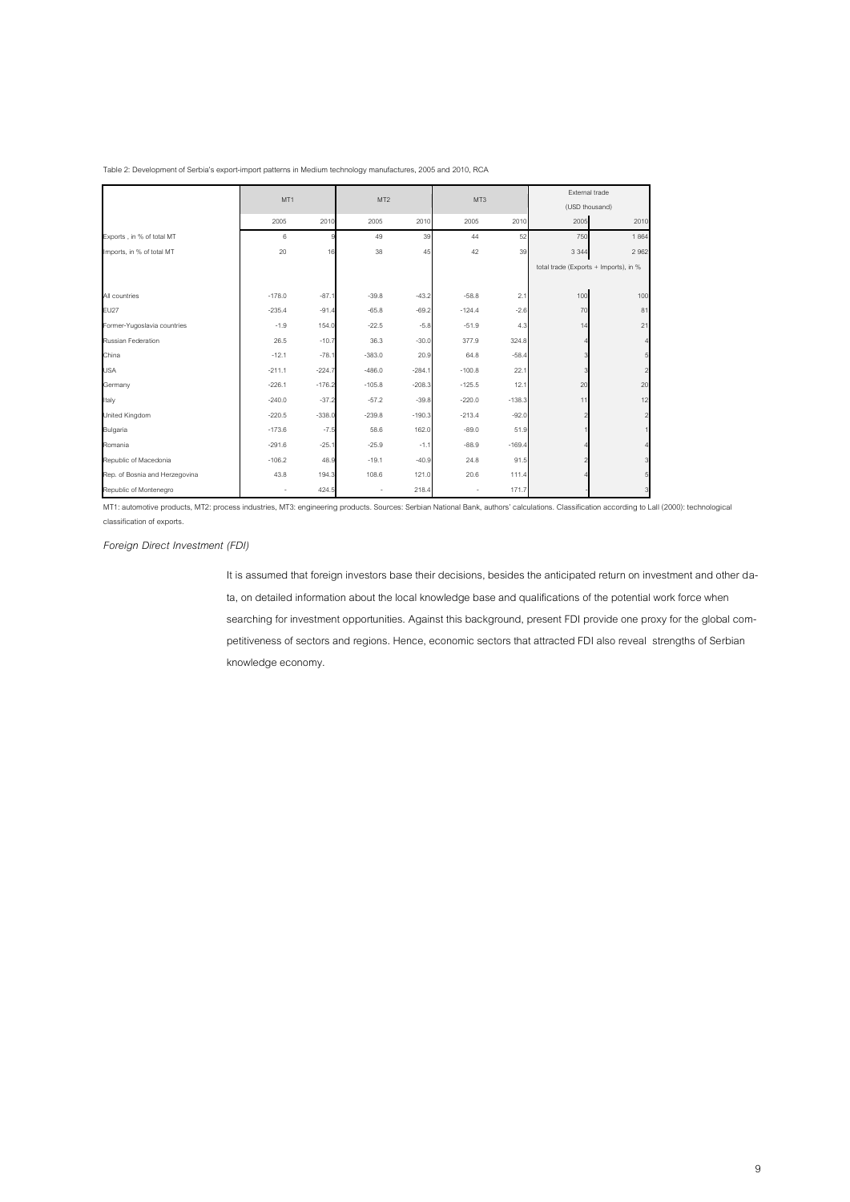Table 2: Development of Serbia's export-import patterns in Medium technology manufactures, 2005 and 2010, RCA

| | MT1 | | MT2 | | MT3 | | External trade (USD thousand) | |
|---|---|---|---|---|---|---|---|---|
| | 2005 | 2010 | 2005 | 2010 | 2005 | 2010 | 2005 | 2010 |
| Exports , in % of total MT | 6 | 9 | 49 | 39 | 44 | 52 | 750 | 1 864 |
| Imports, in % of total MT | 20 | 16 | 38 | 45 | 42 | 39 | 3 344 | 2 962 |
| | | | | | | | total trade (Exports + Imports), in % | |
| All countries | -178.0 | -87.1 | -39.8 | -43.2 | -58.8 | 2.1 | 100 | 100 |
| EU27 | -235.4 | -91.4 | -65.8 | -69.2 | -124.4 | -2.6 | 70 | 81 |
| Former-Yugoslavia countries | -1.9 | 154.0 | -22.5 | -5.8 | -51.9 | 4.3 | 14 | 21 |
| Russian Federation | 26.5 | -10.7 | 36.3 | -30.0 | 377.9 | 324.8 | 4 | 4 |
| China | -12.1 | -78.1 | -383.0 | 20.9 | 64.8 | -58.4 | 3 | 5 |
| USA | -211.1 | -224.7 | -486.0 | -284.1 | -100.8 | 22.1 | 3 | 2 |
| Germany | -226.1 | -176.2 | -105.8 | -208.3 | -125.5 | 12.1 | 20 | 20 |
| Italy | -240.0 | -37.2 | -57.2 | -39.8 | -220.0 | -138.3 | 11 | 12 |
| United Kingdom | -220.5 | -338.0 | -239.8 | -190.3 | -213.4 | -92.0 | 2 | 2 |
| Bulgaria | -173.6 | -7.5 | 58.6 | 162.0 | -89.0 | 51.9 | 1 | 1 |
| Romania | -291.6 | -25.1 | -25.9 | -1.1 | -88.9 | -169.4 | 4 | 4 |
| Republic of Macedonia | -106.2 | 48.9 | -19.1 | -40.9 | 24.8 | 91.5 | 2 | 3 |
| Rep. of Bosnia and Herzegovina | 43.8 | 194.3 | 108.6 | 121.0 | 20.6 | 111.4 | 4 | 5 |
| Republic of Montenegro | - | 424.5 | - | 218.4 | - | 171.7 | - | 3 |

MT1: automotive products, MT2: process industries, MT3: engineering products. Sources: Serbian National Bank, authors' calculations. Classification according to Lall (2000): technological classification of exports.

*Foreign Direct Investment (FDI)*

It is assumed that foreign investors base their decisions, besides the anticipated return on investment and other data, on detailed information about the local knowledge base and qualifications of the potential work force when searching for investment opportunities. Against this background, present FDI provide one proxy for the global competitiveness of sectors and regions. Hence, economic sectors that attracted FDI also reveal strengths of Serbian knowledge economy.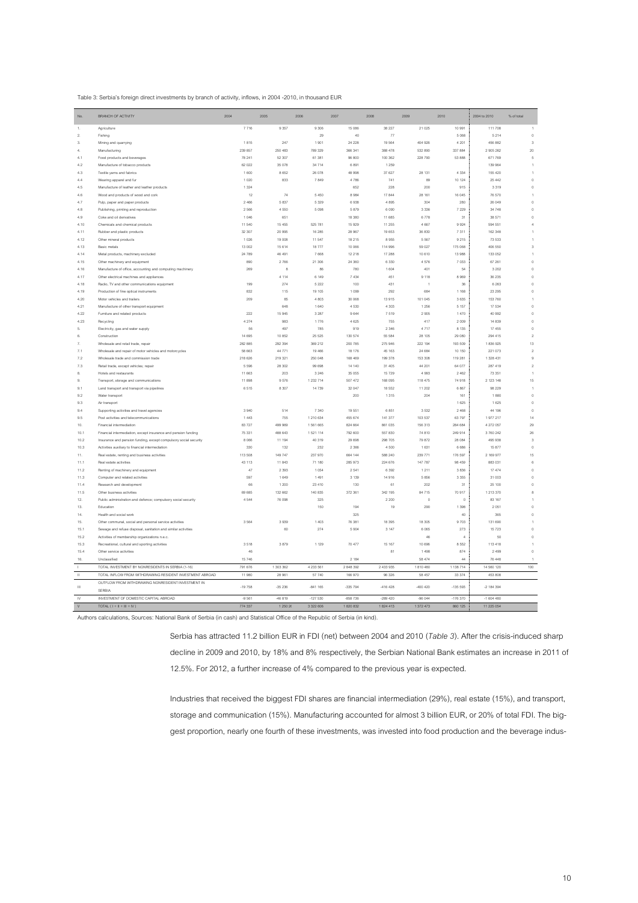Table 3: Serbia's foreign direct investments by branch of activity, inflows, in 2004 -2010, in thousand EUR

| No. | BRANCH OF ACTIVITY | 2004 | 2005 | 2006 | 2007 | 2008 | 2009 | 2010 | 2004 to 2010 | % of total |
|---|---|---|---|---|---|---|---|---|---|---|
| 1. | Agriculture | 7 716 | 9 357 | 9 306 | 15 086 | 38 227 | 21 025 | 10 991 | 111 708 | 1 |
| 2. | Fishing | | | 29 | 40 | 77 | | 5 068 | 5 214 | 0 |
| 3. | Mining and quarrying | 1 815 | 247 | 1 901 | 24 228 | 19 564 | 404 926 | 4 201 | 456 882 | 3 |
| 4. | Manufacturing | 239 657 | 250 483 | 789 329 | 366 341 | 388 478 | 532 890 | 337 884 | 2 905 262 | 20 |
| 4.1 | Food products and beverages | 78 241 | 52 307 | 61 381 | 96 800 | 100 362 | 228 790 | 53 888 | 671 769 | 5 |
| 4.2 | Manufacture of tobacco products | 62 022 | 35 078 | 34 714 | 6 891 | 1 259 | | | 139 964 | 1 |
| 4.3 | Textile yarns and fabrics | 1 600 | 8 652 | 26 078 | 48 998 | 37 627 | 28 131 | 4 334 | 155 420 | 1 |
| 4.4 | Wearing apparel and fur | 1 020 | 833 | 7 849 | 4 786 | 741 | 89 | 10 124 | 25 442 | 0 |
| 4.5 | Manufacture of leather and leather products | 1 324 | | | 652 | 228 | 200 | 915 | 3 319 | 0 |
| 4.6 | Wood and products of wood and cork | 12 | 74 | 5 450 | 8 984 | 17 844 | 28 161 | 16 045 | 76 570 | 1 |
| 4.7 | Pulp, paper and paper products | 2 466 | 5 837 | 5 329 | 6 938 | 4 895 | 304 | 280 | 26 049 | 0 |
| 4.8 | Publishing, printing and reproduction | 2 566 | 4 550 | 5 098 | 5 879 | 6 090 | 3 336 | 7 229 | 34 748 | 0 |
| 4.9 | Coke and oil derivatives | 1 046 | 651 | | 18 380 | 11 685 | 6 778 | 31 | 38 571 | 0 |
| 4.10 | Chemicals and chemical products | 11 540 | 15 455 | 525 781 | 15 929 | 11 255 | 4 667 | 9 924 | 594 551 | 4 |
| 4.11 | Rubber and plastic products | 32 307 | 20 995 | 16 285 | 28 967 | 19 653 | 36 830 | 7 311 | 162 348 | 1 |
| 4.12 | Other mineral products | 1 026 | 19 008 | 11 547 | 18 215 | 8 955 | 5 567 | 9 215 | 73 533 | 1 |
| 4.13 | Basic metals | 13 002 | 15 614 | 18 777 | 10 066 | 114 996 | 59 027 | 175 068 | 406 550 | 3 |
| 4.14 | Metal products, machinery excluded | 24 789 | 46 491 | 7 668 | 12 218 | 17 288 | 10 610 | 13 988 | 133 052 | 1 |
| 4.15 | Other machinery and equipment | 890 | 2 766 | 21 306 | 24 360 | 6 330 | 4 576 | 7 033 | 67 261 | 0 |
| 4.16 | Manufacture of office, accounting and computing machinery | 269 | 8 | 86 | 780 | 1 604 | 401 | 54 | 3 202 | 0 |
| 4.17 | Other electrical machines and appliances | | 4 114 | 6 149 | 7 434 | 451 | 9 118 | 8 969 | 36 235 | 0 |
| 4.18 | Radio, TV and other communications equipment | 199 | 274 | 5 222 | 100 | 431 | 1 | 36 | 6 263 | 0 |
| 4.19 | Production of fine optical instruments | 832 | 115 | 19 105 | 1 099 | 292 | 684 | 1 168 | 23 295 | 0 |
| 4.20 | Motor vehicles and trailers | 209 | 85 | 4 803 | 30 068 | 13 915 | 101 045 | 3 635 | 153 760 | 1 |
| 4.21 | Manufacture of other transport equipment | | 648 | 1 640 | 4 530 | 4 303 | 1 256 | 5 157 | 17 534 | 0 |
| 4.22 | Furniture and related products | 222 | 15 945 | 3 287 | 9 644 | 7 519 | 2 905 | 1 470 | 40 992 | 0 |
| 4.23 | Recycling | 4 274 | 983 | 1 776 | 4 625 | 755 | 417 | 2 009 | 14 839 | 0 |
| 5. | Electricity, gas and water supply | 56 | 497 | 785 | 919 | 2 346 | 4 717 | 8 135 | 17 455 | 0 |
| 6. | Construction | 14 695 | 10 852 | 25 525 | 130 574 | 55 584 | 28 105 | 29 080 | 294 415 | 2 |
| 7. | Wholesale and retail trade, repair | 282 885 | 292 394 | 369 212 | 200 785 | 275 946 | 222 194 | 193 509 | 1 836 925 | 13 |
| 7.1 | Wholesale and repair of motor vehicles and motorcycles | 58 663 | 44 771 | 19 466 | 18 176 | 45 163 | 24 684 | 10 150 | 221 073 | 2 |
| 7.2 | Wholesale trade and commission trade | 218 626 | 219 321 | 250 048 | 168 469 | 199 378 | 153 306 | 119 281 | 1 328 431 | 9 |
| 7.3 | Retail trade, except vehicles; repair | 5 596 | 28 302 | 99 698 | 14 140 | 31 405 | 44 201 | 64 077 | 287 419 | 2 |
| 8. | Hotels and restaurants | 11 663 | 203 | 3 246 | 35 055 | 15 729 | 4 993 | 2 462 | 73 351 | 1 |
| 9. | Transport, storage and communications | 11 898 | 9 576 | 1 232 714 | 507 472 | 168 095 | 118 475 | 74 918 | 2 123 148 | 15 |
| 9.1 | Land transport and transport via pipelines | 6 515 | 8 307 | 14 739 | 32 047 | 18 552 | 11 202 | 6 867 | 98 229 | 1 |
| 9.2 | Water transport | | | | 200 | 1 315 | 204 | 161 | 1 880 | 0 |
| 9.3 | Air transport | | | | | | | 1 625 | 1 625 | 0 |
| 9.4 | Supporting activities and travel agencies | 3 940 | 514 | 7 340 | 19 551 | 6 851 | 3 532 | 2 468 | 44 196 | 0 |
| 9.5 | Post activities and telecommunications | 1 443 | 755 | 1 210 634 | 455 674 | 141 377 | 103 537 | 63 797 | 1 977 217 | 14 |
| 10. | Financial intermediation | 83 727 | 499 969 | 1 561 665 | 824 664 | 861 035 | 156 313 | 284 684 | 4 272 057 | 29 |
| 10.1 | Financial intermediation, except insurance and pension funding | 75 331 | 488 643 | 1 521 114 | 792 600 | 557 830 | 74 810 | 249 914 | 3 760 242 | 26 |
| 10.2 | Insurance and pension funding, except compulsory social security | 8 066 | 11 194 | 40 319 | 29 698 | 298 705 | 79 872 | 28 084 | 495 938 | 3 |
| 10.3 | Activities auxiliary to financial intermediation | 330 | 132 | 232 | 2 366 | 4 500 | 1 631 | 6 686 | 15 877 | 0 |
| 11. | Real estate, renting and business activities | 113 508 | 149 747 | 237 970 | 664 144 | 588 240 | 239 771 | 176 597 | 2 169 977 | 15 |
| 11.1 | Real estate activities | 43 113 | 11 843 | 71 180 | 285 973 | 224 676 | 147 787 | 98 459 | 883 031 | 6 |
| 11.2 | Renting of machinery and equipment | 47 | 2 393 | 1 054 | 2 541 | 6 392 | 1 211 | 3 836 | 17 474 | 0 |
| 11.3 | Computer and related activities | 597 | 1 649 | 1 491 | 3 139 | 14 916 | 5 856 | 3 355 | 31 003 | 0 |
| 11.4 | Research and development | 66 | 1 200 | 23 410 | 130 | 61 | 202 | 31 | 25 100 | 0 |
| 11.5 | Other business activities | 69 685 | 132 662 | 140 835 | 372 361 | 342 195 | 84 715 | 70 917 | 1 213 370 | 8 |
| 12. | Public administration and defence; compulsory social security | 4 544 | 76 098 | 325 | | 2 200 | 0 | 0 | 83 167 | 1 |
| 13. | Education | | | 150 | 194 | 19 | 290 | 1 398 | 2 051 | 0 |
| 14. | Health and social work | | | | 325 | | | 40 | 365 | 0 |
| 15. | Other communal, social and personal service activities | 3 564 | 3 939 | 1 403 | 76 381 | 18 395 | 18 305 | 9 703 | 131 690 | 1 |
| 15.1 | Sewage and refuse disposal, sanitation and similar activities | | 60 | 274 | 5 904 | 3 147 | 6 065 | 273 | 15 723 | 0 |
| 15.2 | Activities of membership organizations n.e.c. | | | | | | 46 | 4 | 50 | 0 |
| 15.3 | Recreational, cultural and sporting activities | 3 518 | 3 879 | 1 129 | 70 477 | 15 167 | 10 696 | 8 552 | 113 418 | 1 |
| 15.4 | Other service activities | 46 | | | | 81 | 1 498 | 874 | 2 499 | 0 |
| 16. | Unclassified | 15 746 | | | 2 184 | | 58 474 | 44 | 76 448 | 1 |
| I | TOTAL INVESTMENT BY NONRESIDENTS IN SERBIA (1-16) | 791 676 | 1 303 362 | 4 233 561 | 2 848 392 | 2 433 935 | 1 810 480 | 1 138 714 | 14 560 120 | 100 |
| II | TOTAL INFLOW FROM WITHDRAWING RESIDENT INVESTMENT ABROAD | 11 980 | 28 961 | 57 740 | 166 970 | 96 326 | 58 457 | 33 374 | 453 808 | |
| III | OUTFLOW FROM WITHDRAWING NONRESIDENT INVESTMENT IN SERBIA | -19 758 | -35 236 | -841 165 | -335 794 | -416 428 | -400 420 | -135 593 | -2 184 394 | |
| IV | INVESTMENT OF DOMESTIC CAPITAL ABROAD | -9 561 | -46 819 | -127 530 | -858 736 | -289 420 | -96 044 | -176 370 | -1 604 480 | |
| V | TOTAL ( I + II + III + IV ) | 774 337 | 1 250 268 | 3 322 606 | 1 820 832 | 1 824 413 | 1 372 473 | 860 125 | 11 225 054 | |

Authors calculations, Sources: National Bank of Serbia (in cash) and Statistical Office of the Republic of Serbia (in kind).

Serbia has attracted 11.2 billion EUR in FDI (net) between 2004 and 2010 (*Table 3*). After the crisis-induced sharp decline in 2009 and 2010, by 18% and 8% respectively, the Serbian National Bank estimates an increase in 2011 of 12.5%. For 2012, a further increase of 4% compared to the previous year is expected.

Industries that received the biggest FDI shares are financial intermediation (29%), real estate (15%), and transport, storage and communication (15%). Manufacturing accounted for almost 3 billion EUR, or 20% of total FDI. The biggest proportion, nearly one fourth of these investments, was invested into food production and the beverage indus-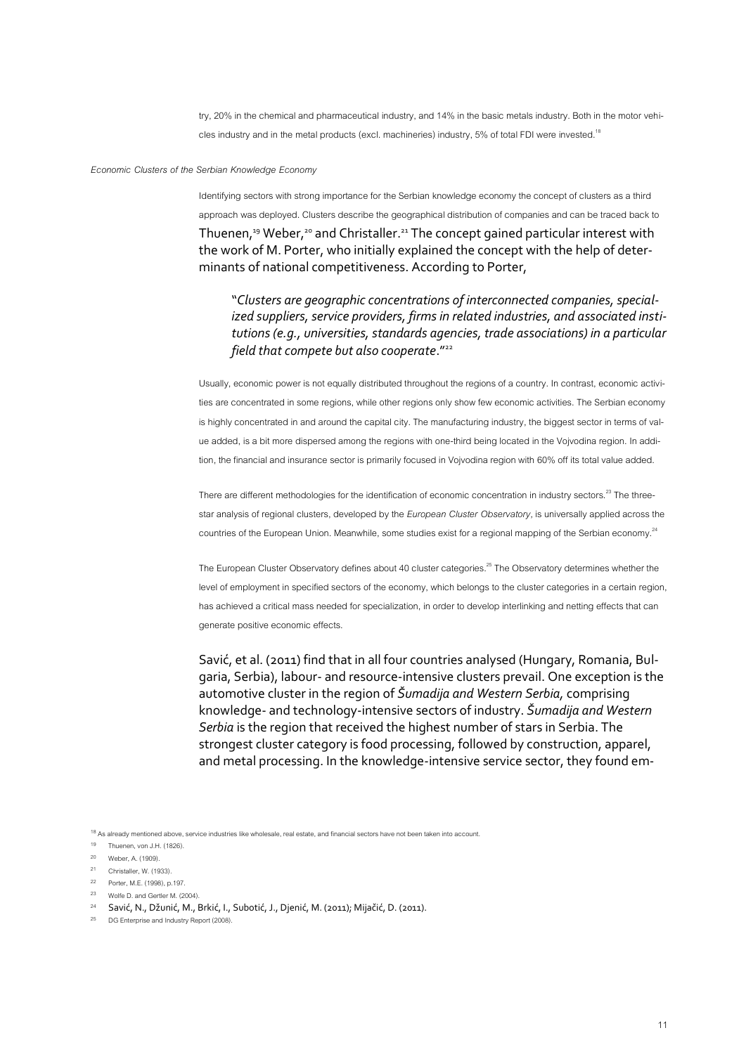try, 20% in the chemical and pharmaceutical industry, and 14% in the basic metals industry. Both in the motor vehicles industry and in the metal products (excl. machineries) industry, 5% of total FDI were invested.[18]

*Economic Clusters of the Serbian Knowledge Economy*

Identifying sectors with strong importance for the Serbian knowledge economy the concept of clusters as a third approach was deployed. Clusters describe the geographical distribution of companies and can be traced back to Thuenen,[19] Weber,[20] and Christaller.[21] The concept gained particular interest with the work of M. Porter, who initially explained the concept with the help of determinants of national competitiveness. According to Porter,

> "*Clusters are geographic concentrations of interconnected companies, specialized suppliers, service providers, firms in related industries, and associated institutions (e.g., universities, standards agencies, trade associations) in a particular field that compete but also cooperate*."[22]

Usually, economic power is not equally distributed throughout the regions of a country. In contrast, economic activities are concentrated in some regions, while other regions only show few economic activities. The Serbian economy is highly concentrated in and around the capital city. The manufacturing industry, the biggest sector in terms of value added, is a bit more dispersed among the regions with one-third being located in the Vojvodina region. In addition, the financial and insurance sector is primarily focused in Vojvodina region with 60% off its total value added.

There are different methodologies for the identification of economic concentration in industry sectors.[23] The three-star analysis of regional clusters, developed by the *European Cluster Observatory*, is universally applied across the countries of the European Union. Meanwhile, some studies exist for a regional mapping of the Serbian economy.[24]

The European Cluster Observatory defines about 40 cluster categories.[25] The Observatory determines whether the level of employment in specified sectors of the economy, which belongs to the cluster categories in a certain region, has achieved a critical mass needed for specialization, in order to develop interlinking and netting effects that can generate positive economic effects.

Savić, et al. (2011) find that in all four countries analysed (Hungary, Romania, Bulgaria, Serbia), labour- and resource-intensive clusters prevail. One exception is the automotive cluster in the region of *Šumadija and Western Serbia,* comprising knowledge- and technology-intensive sectors of industry. *Šumadija and Western Serbia* is the region that received the highest number of stars in Serbia. The strongest cluster category is food processing, followed by construction, apparel, and metal processing. In the knowledge-intensive service sector, they found em-

---

[18] As already mentioned above, service industries like wholesale, real estate, and financial sectors have not been taken into account.

[19] Thuenen, von J.H. (1826).

[20] Weber, A. (1909).

[21] Christaller, W. (1933).

[22] Porter, M.E. (1998), p.197.

[23] Wolfe D. and Gertler M. (2004).

[24] Savić, N., Džunić, M., Brkić, I., Subotić, J., Djenić, M. (2011); Mijačić, D. (2011).

[25] DG Enterprise and Industry Report (2008).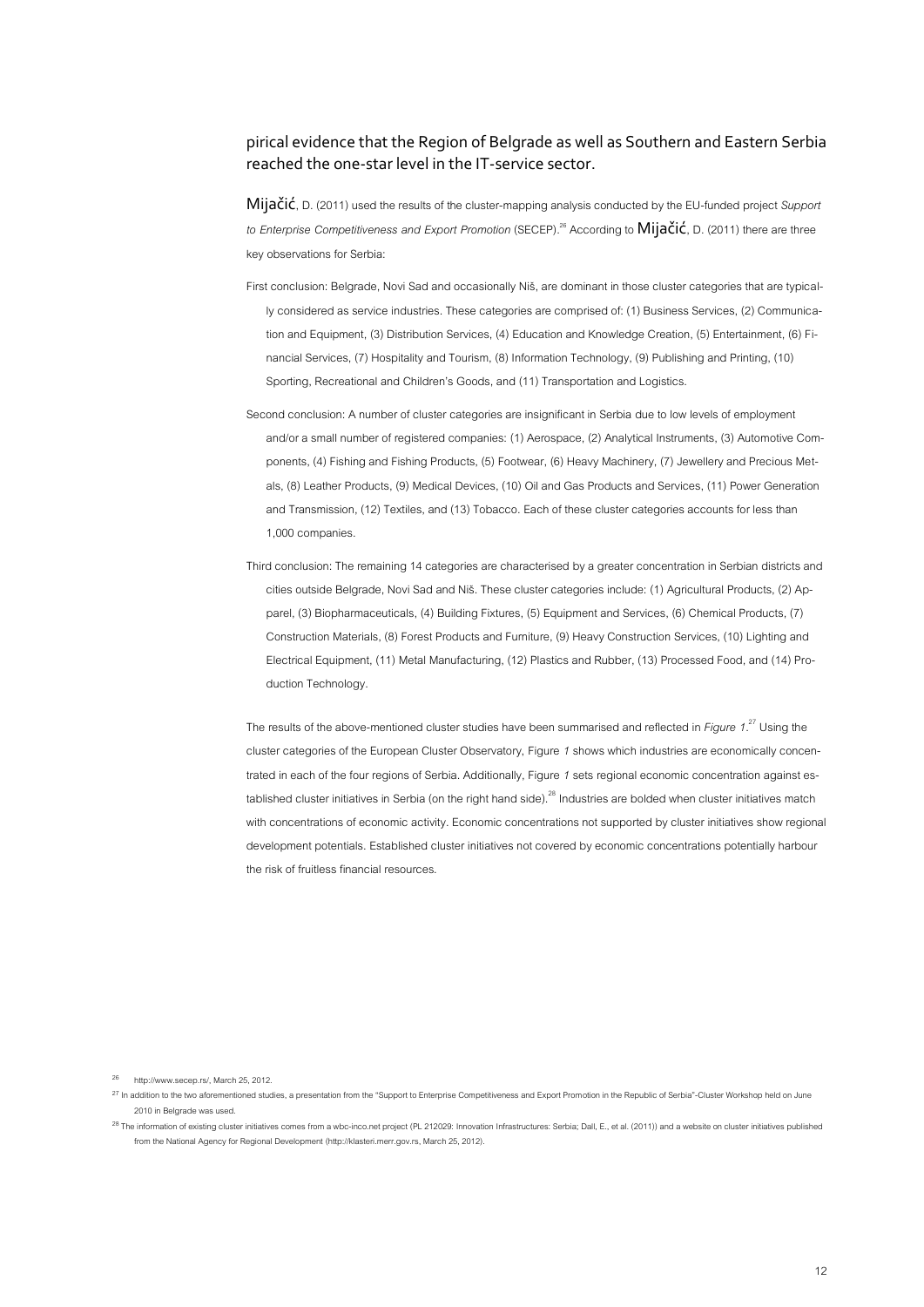pirical evidence that the Region of Belgrade as well as Southern and Eastern Serbia reached the one-star level in the IT-service sector.

Mijačić, D. (2011) used the results of the cluster-mapping analysis conducted by the EU-funded project *Support to Enterprise Competitiveness and Export Promotion* (SECEP).[26] According to Mijačić, D. (2011) there are three key observations for Serbia:

First conclusion: Belgrade, Novi Sad and occasionally Niš, are dominant in those cluster categories that are typically considered as service industries. These categories are comprised of: (1) Business Services, (2) Communication and Equipment, (3) Distribution Services, (4) Education and Knowledge Creation, (5) Entertainment, (6) Financial Services, (7) Hospitality and Tourism, (8) Information Technology, (9) Publishing and Printing, (10) Sporting, Recreational and Children's Goods, and (11) Transportation and Logistics.

Second conclusion: A number of cluster categories are insignificant in Serbia due to low levels of employment and/or a small number of registered companies: (1) Aerospace, (2) Analytical Instruments, (3) Automotive Components, (4) Fishing and Fishing Products, (5) Footwear, (6) Heavy Machinery, (7) Jewellery and Precious Metals, (8) Leather Products, (9) Medical Devices, (10) Oil and Gas Products and Services, (11) Power Generation and Transmission, (12) Textiles, and (13) Tobacco. Each of these cluster categories accounts for less than 1,000 companies.

Third conclusion: The remaining 14 categories are characterised by a greater concentration in Serbian districts and cities outside Belgrade, Novi Sad and Niš. These cluster categories include: (1) Agricultural Products, (2) Apparel, (3) Biopharmaceuticals, (4) Building Fixtures, (5) Equipment and Services, (6) Chemical Products, (7) Construction Materials, (8) Forest Products and Furniture, (9) Heavy Construction Services, (10) Lighting and Electrical Equipment, (11) Metal Manufacturing, (12) Plastics and Rubber, (13) Processed Food, and (14) Production Technology.

The results of the above-mentioned cluster studies have been summarised and reflected in *Figure 1*.[27] Using the cluster categories of the European Cluster Observatory, Figure *1* shows which industries are economically concentrated in each of the four regions of Serbia. Additionally, Figure *1* sets regional economic concentration against established cluster initiatives in Serbia (on the right hand side).[28] Industries are bolded when cluster initiatives match with concentrations of economic activity. Economic concentrations not supported by cluster initiatives show regional development potentials. Established cluster initiatives not covered by economic concentrations potentially harbour the risk of fruitless financial resources.

---

[26] http://www.secep.rs/, March 25, 2012.

[27] In addition to the two aforementioned studies, a presentation from the "Support to Enterprise Competitiveness and Export Promotion in the Republic of Serbia"-Cluster Workshop held on June 2010 in Belgrade was used.

[28] The information of existing cluster initiatives comes from a wbc-inco.net project (PL 212029: Innovation Infrastructures: Serbia; Dall, E., et al. (2011)) and a website on cluster initiatives published from the National Agency for Regional Development (http://klasteri.merr.gov.rs, March 25, 2012).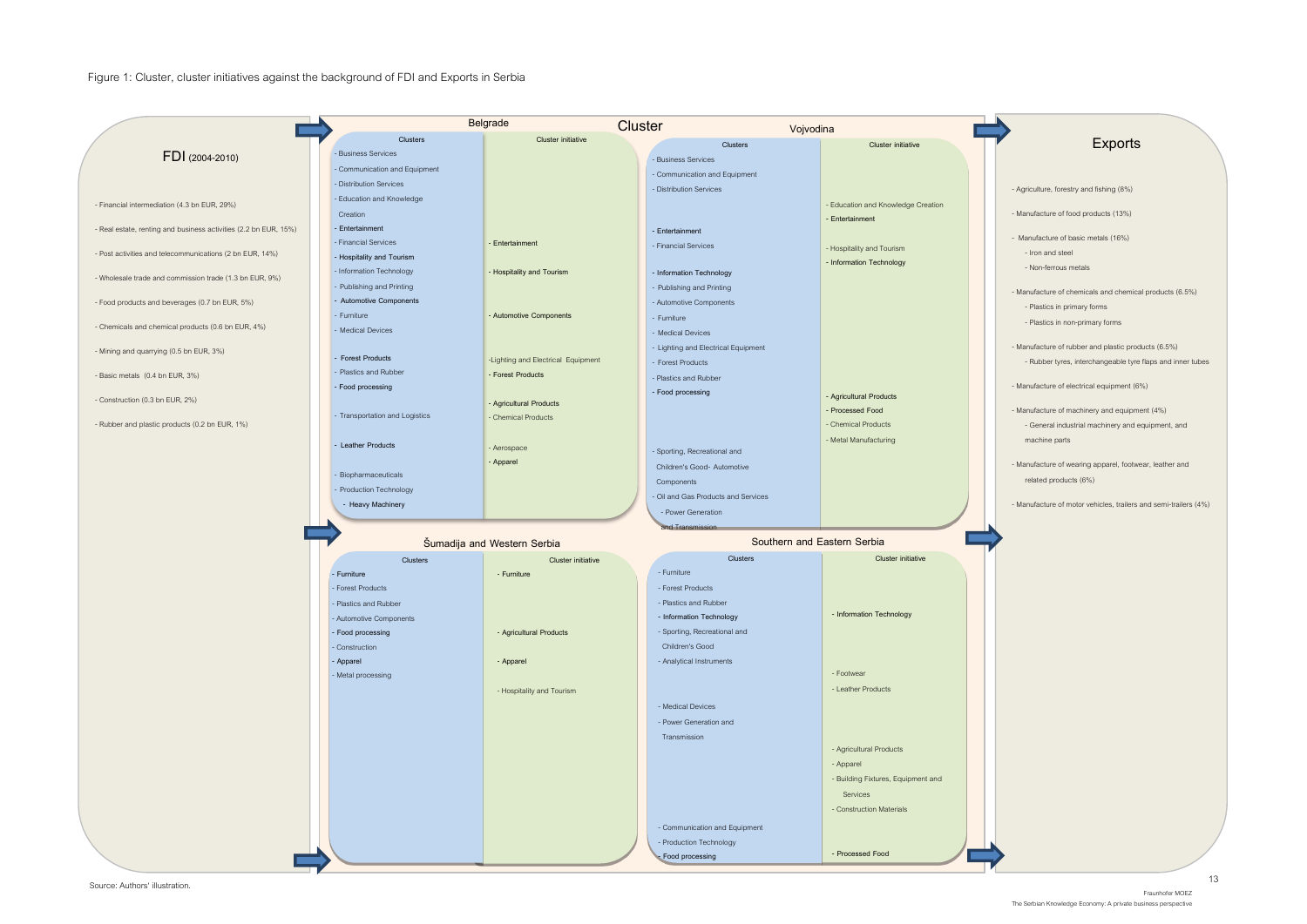Figure 1: Cluster, cluster initiatives against the background of FDI and Exports in Serbia

## FDI (2004-2010)

- Financial intermediation (4.3 bn EUR, 29%)
- Real estate, renting and business activities (2.2 bn EUR, 15%)
- Post activities and telecommunications (2 bn EUR, 14%)
- Wholesale trade and commission trade (1.3 bn EUR, 9%)
- Food products and beverages (0.7 bn EUR, 5%)
- Chemicals and chemical products (0.6 bn EUR, 4%)
- Mining and quarrying (0.5 bn EUR, 3%)
- Basic metals (0.4 bn EUR, 3%)
- Construction (0.3 bn EUR, 2%)
- Rubber and plastic products (0.2 bn EUR, 1%)

## Cluster

### Belgrade

| Clusters | Cluster initiative |
|---|---|
| - Business Services | |
| - Communication and Equipment | |
| - Distribution Services | |
| - Education and Knowledge Creation | |
| **- Entertainment** | |
| - Financial Services | - Entertainment |
| **- Hospitality and Tourism** | |
| - Information Technology | - Hospitality and Tourism |
| - Publishing and Printing | |
| **- Automotive Components** | |
| - Furniture | - Automotive Components |
| - Medical Devices | |
| **- Forest Products** | -Lighting and Electrical Equipment |
| - Plastics and Rubber | - Forest Products |
| **- Food processing** | |
| | - Agricultural Products |
| - Transportation and Logistics | - Chemical Products |
| **- Leather Products** | - Aerospace |
| | - Apparel |
| - Biopharmaceuticals | |
| - Production Technology | |
| **- Heavy Machinery** | |

### Vojvodina

| Clusters | Cluster initiative |
|---|---|
| - Business Services | |
| - Communication and Equipment | |
| - Distribution Services | |
| | - Education and Knowledge Creation |
| | - Entertainment |
| **- Entertainment** | |
| - Financial Services | - Hospitality and Tourism |
| | - Information Technology |
| **- Information Technology** | |
| - Publishing and Printing | |
| - Automotive Components | |
| - Furniture | |
| - Medical Devices | |
| - Lighting and Electrical Equipment | |
| - Forest Products | |
| - Plastics and Rubber | |
| **- Food processing** | - Agricultural Products |
| | - Processed Food |
| | - Chemical Products |
| | - Metal Manufacturing |
| - Sporting, Recreational and Children's Good- Automotive Components | |
| - Oil and Gas Products and Services | |
| - Power Generation and Transmission | |

### Šumadija and Western Serbia

| Clusters | Cluster initiative |
|---|---|
| **- Furniture** | - Furniture |
| - Forest Products | |
| - Plastics and Rubber | |
| - Automotive Components | |
| **- Food processing** | - Agricultural Products |
| - Construction | |
| **- Apparel** | - Apparel |
| - Metal processing | |
| | - Hospitality and Tourism |

### Southern and Eastern Serbia

| Clusters | Cluster initiative |
|---|---|
| - Furniture | |
| - Forest Products | |
| - Plastics and Rubber | - Information Technology |
| **- Information Technology** | |
| - Sporting, Recreational and Children's Good | |
| - Analytical Instruments | - Footwear |
| | - Leather Products |
| - Medical Devices | |
| - Power Generation and Transmission | |
| | - Agricultural Products |
| | - Apparel |
| | - Building Fixtures, Equipment and Services |
| | - Construction Materials |
| - Communication and Equipment | |
| - Production Technology | |
| **- Food processing** | - Processed Food |

## Exports

- Agriculture, forestry and fishing (8%)
- Manufacture of food products (13%)
- Manufacture of basic metals (16%)
  - Iron and steel
  - Non-ferrous metals
- Manufacture of chemicals and chemical products (6.5%)
  - Plastics in primary forms
  - Plastics in non-primary forms
- Manufacture of rubber and plastic products (6.5%)
  - Rubber tyres, interchangeable tyre flaps and inner tubes
- Manufacture of electrical equipment (6%)
- Manufacture of machinery and equipment (4%)
  - General industrial machinery and equipment, and machine parts
- Manufacture of wearing apparel, footwear, leather and related products (6%)
- Manufacture of motor vehicles, trailers and semi-trailers (4%)

Source: Authors' illustration.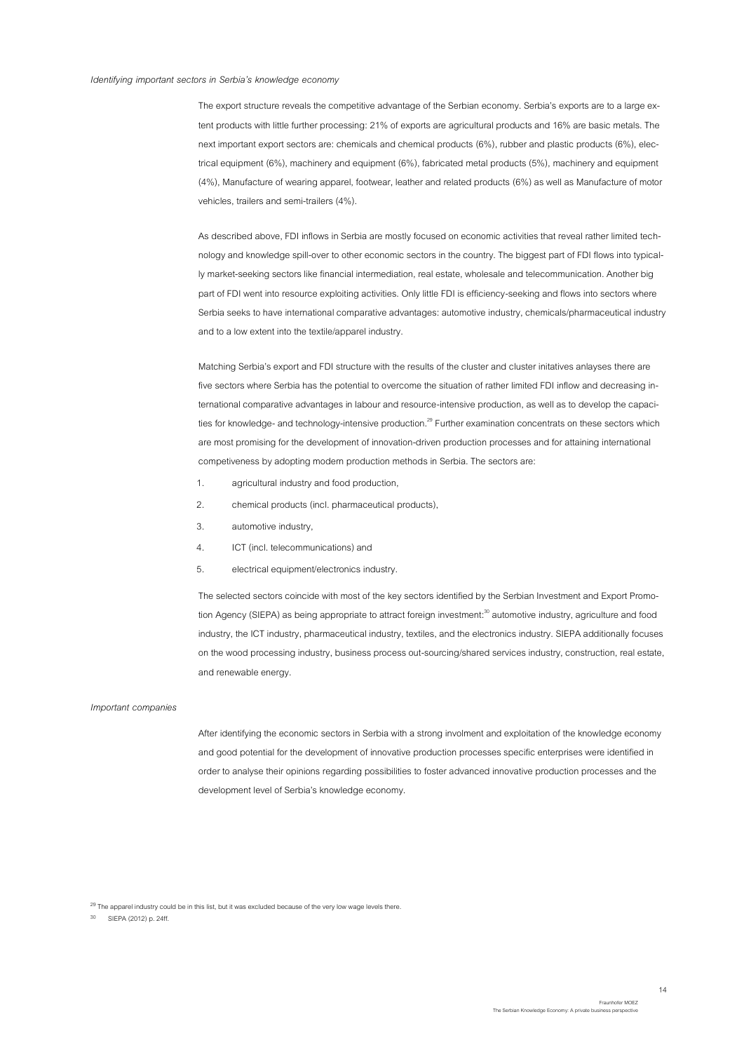*Identifying important sectors in Serbia's knowledge economy*

The export structure reveals the competitive advantage of the Serbian economy. Serbia's exports are to a large extent products with little further processing: 21% of exports are agricultural products and 16% are basic metals. The next important export sectors are: chemicals and chemical products (6%), rubber and plastic products (6%), electrical equipment (6%), machinery and equipment (6%), fabricated metal products (5%), machinery and equipment (4%), Manufacture of wearing apparel, footwear, leather and related products (6%) as well as Manufacture of motor vehicles, trailers and semi-trailers (4%).

As described above, FDI inflows in Serbia are mostly focused on economic activities that reveal rather limited technology and knowledge spill-over to other economic sectors in the country. The biggest part of FDI flows into typically market-seeking sectors like financial intermediation, real estate, wholesale and telecommunication. Another big part of FDI went into resource exploiting activities. Only little FDI is efficiency-seeking and flows into sectors where Serbia seeks to have international comparative advantages: automotive industry, chemicals/pharmaceutical industry and to a low extent into the textile/apparel industry.

Matching Serbia's export and FDI structure with the results of the cluster and cluster initatives anlayses there are five sectors where Serbia has the potential to overcome the situation of rather limited FDI inflow and decreasing international comparative advantages in labour and resource-intensive production, as well as to develop the capacities for knowledge- and technology-intensive production.[29] Further examination concentrats on these sectors which are most promising for the development of innovation-driven production processes and for attaining international competiveness by adopting modern production methods in Serbia. The sectors are:

1. agricultural industry and food production,
2. chemical products (incl. pharmaceutical products),
3. automotive industry,
4. ICT (incl. telecommunications) and
5. electrical equipment/electronics industry.

The selected sectors coincide with most of the key sectors identified by the Serbian Investment and Export Promotion Agency (SIEPA) as being appropriate to attract foreign investment:[30] automotive industry, agriculture and food industry, the ICT industry, pharmaceutical industry, textiles, and the electronics industry. SIEPA additionally focuses on the wood processing industry, business process out-sourcing/shared services industry, construction, real estate, and renewable energy.

*Important companies*

After identifying the economic sectors in Serbia with a strong involment and exploitation of the knowledge economy and good potential for the development of innovative production processes specific enterprises were identified in order to analyse their opinions regarding possibilities to foster advanced innovative production processes and the development level of Serbia's knowledge economy.

[29] The apparel industry could be in this list, but it was excluded because of the very low wage levels there.

[30] SIEPA (2012) p. 24ff.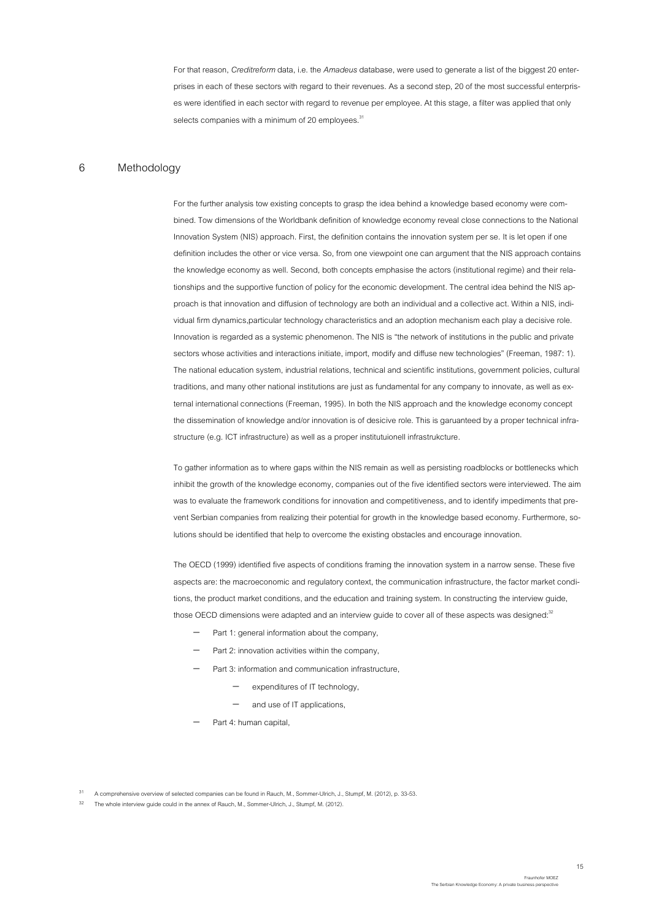For that reason, *Creditreform* data, i.e. the *Amadeus* database, were used to generate a list of the biggest 20 enterprises in each of these sectors with regard to their revenues. As a second step, 20 of the most successful enterprises were identified in each sector with regard to revenue per employee. At this stage, a filter was applied that only selects companies with a minimum of 20 employees.[31]

# 6 Methodology

For the further analysis tow existing concepts to grasp the idea behind a knowledge based economy were combined. Tow dimensions of the Worldbank definition of knowledge economy reveal close connections to the National Innovation System (NIS) approach. First, the definition contains the innovation system per se. It is let open if one definition includes the other or vice versa. So, from one viewpoint one can argument that the NIS approach contains the knowledge economy as well. Second, both concepts emphasise the actors (institutional regime) and their relationships and the supportive function of policy for the economic development. The central idea behind the NIS approach is that innovation and diffusion of technology are both an individual and a collective act. Within a NIS, individual firm dynamics,particular technology characteristics and an adoption mechanism each play a decisive role. Innovation is regarded as a systemic phenomenon. The NIS is "the network of institutions in the public and private sectors whose activities and interactions initiate, import, modify and diffuse new technologies" (Freeman, 1987: 1). The national education system, industrial relations, technical and scientific institutions, government policies, cultural traditions, and many other national institutions are just as fundamental for any company to innovate, as well as external international connections (Freeman, 1995). In both the NIS approach and the knowledge economy concept the dissemination of knowledge and/or innovation is of desicive role. This is garuanteed by a proper technical infrastructure (e.g. ICT infrastructure) as well as a proper institutuionell infrastrukcture.

To gather information as to where gaps within the NIS remain as well as persisting roadblocks or bottlenecks which inhibit the growth of the knowledge economy, companies out of the five identified sectors were interviewed. The aim was to evaluate the framework conditions for innovation and competitiveness, and to identify impediments that prevent Serbian companies from realizing their potential for growth in the knowledge based economy. Furthermore, solutions should be identified that help to overcome the existing obstacles and encourage innovation.

The OECD (1999) identified five aspects of conditions framing the innovation system in a narrow sense. These five aspects are: the macroeconomic and regulatory context, the communication infrastructure, the factor market conditions, the product market conditions, and the education and training system. In constructing the interview guide, those OECD dimensions were adapted and an interview guide to cover all of these aspects was designed:[32]

- Part 1: general information about the company,
- Part 2: innovation activities within the company,
- Part 3: information and communication infrastructure,
  - expenditures of IT technology,
  - and use of IT applications,
- Part 4: human capital,

[31] A comprehensive overview of selected companies can be found in Rauch, M., Sommer-Ulrich, J., Stumpf, M. (2012), p. 33-53.

[32] The whole interview guide could in the annex of Rauch, M., Sommer-Ulrich, J., Stumpf, M. (2012).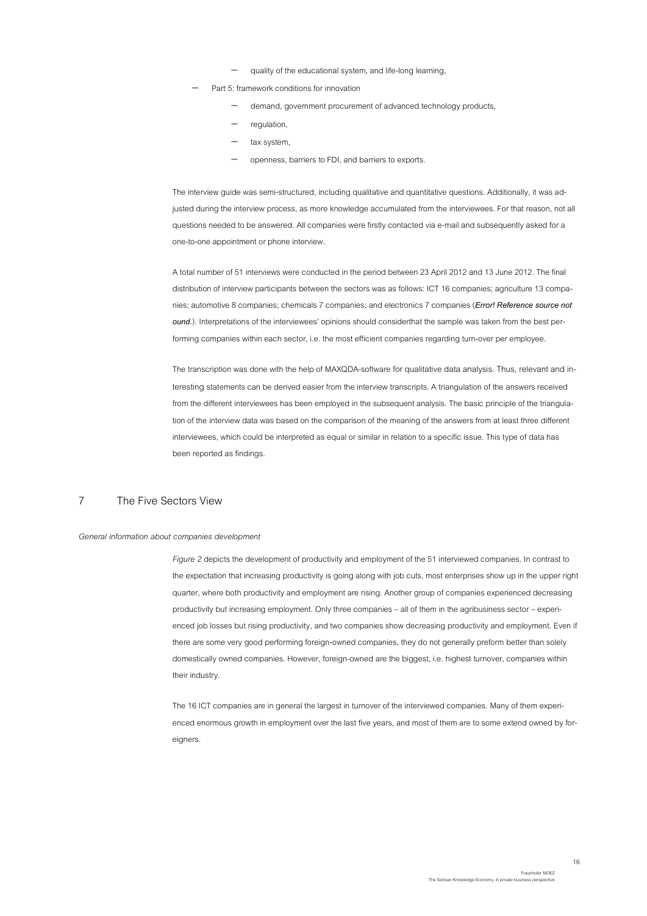- quality of the educational system, and life-long learning,
- Part 5: framework conditions for innovation
  - demand, government procurement of advanced technology products,
  - regulation,
  - tax system,
  - openness, barriers to FDI, and barriers to exports.

The interview guide was semi-structured, including qualitative and quantitative questions. Additionally, it was adjusted during the interview process, as more knowledge accumulated from the interviewees. For that reason, not all questions needed to be answered. All companies were firstly contacted via e-mail and subsequently asked for a one-to-one appointment or phone interview.

A total number of 51 interviews were conducted in the period between 23 April 2012 and 13 June 2012. The final distribution of interview participants between the sectors was as follows: ICT 16 companies; agriculture 13 companies; automotive 8 companies; chemicals 7 companies; and electronics 7 companies (***Error! Reference source not ound.***). Interpretations of the interviewees' opinions should considerthat the sample was taken from the best performing companies within each sector, i.e. the most efficient companies regarding turn-over per employee.

The transcription was done with the help of MAXQDA-software for qualitative data analysis. Thus, relevant and interesting statements can be derived easier from the interview transcripts. A triangulation of the answers received from the different interviewees has been employed in the subsequent analysis. The basic principle of the triangulation of the interview data was based on the comparison of the meaning of the answers from at least three different interviewees, which could be interpreted as equal or similar in relation to a specific issue. This type of data has been reported as findings.

# 7 The Five Sectors View

*General information about companies development*

*Figure 2* depicts the development of productivity and employment of the 51 interviewed companies. In contrast to the expectation that increasing productivity is going along with job cuts, most enterprises show up in the upper right quarter, where both productivity and employment are rising. Another group of companies experienced decreasing productivity but increasing employment. Only three companies – all of them in the agribusiness sector – experienced job losses but rising productivity, and two companies show decreasing productivity and employment. Even if there are some very good performing foreign-owned companies, they do not generally preform better than solely domestically owned companies. However, foreign-owned are the biggest, i.e. highest turnover, companies within their industry.

The 16 ICT companies are in general the largest in turnover of the interviewed companies. Many of them experienced enormous growth in employment over the last five years, and most of them are to some extend owned by foreigners.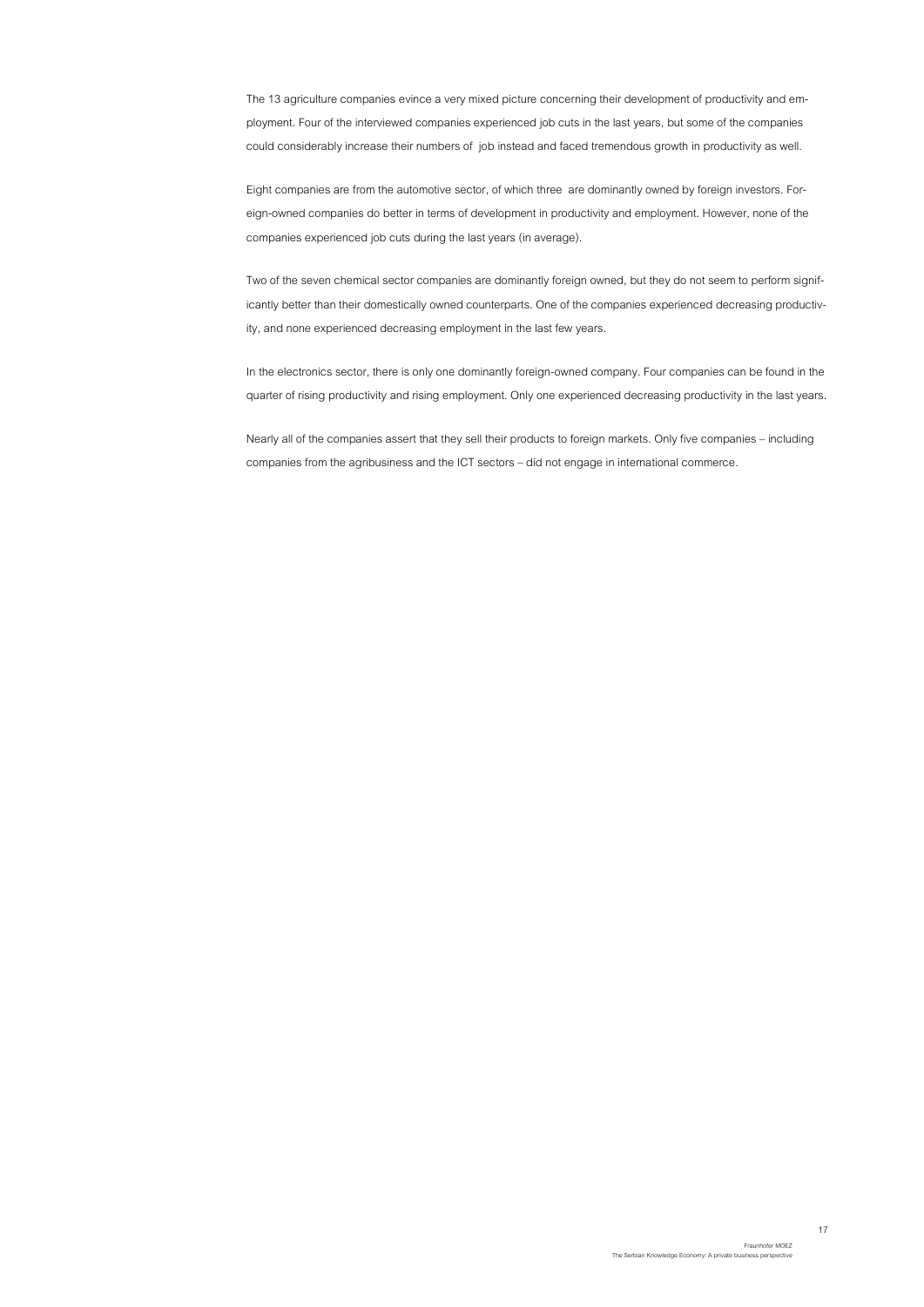The 13 agriculture companies evince a very mixed picture concerning their development of productivity and employment. Four of the interviewed companies experienced job cuts in the last years, but some of the companies could considerably increase their numbers of job instead and faced tremendous growth in productivity as well.

Eight companies are from the automotive sector, of which three are dominantly owned by foreign investors. Foreign-owned companies do better in terms of development in productivity and employment. However, none of the companies experienced job cuts during the last years (in average).

Two of the seven chemical sector companies are dominantly foreign owned, but they do not seem to perform significantly better than their domestically owned counterparts. One of the companies experienced decreasing productivity, and none experienced decreasing employment in the last few years.

In the electronics sector, there is only one dominantly foreign-owned company. Four companies can be found in the quarter of rising productivity and rising employment. Only one experienced decreasing productivity in the last years.

Nearly all of the companies assert that they sell their products to foreign markets. Only five companies – including companies from the agribusiness and the ICT sectors – did not engage in international commerce.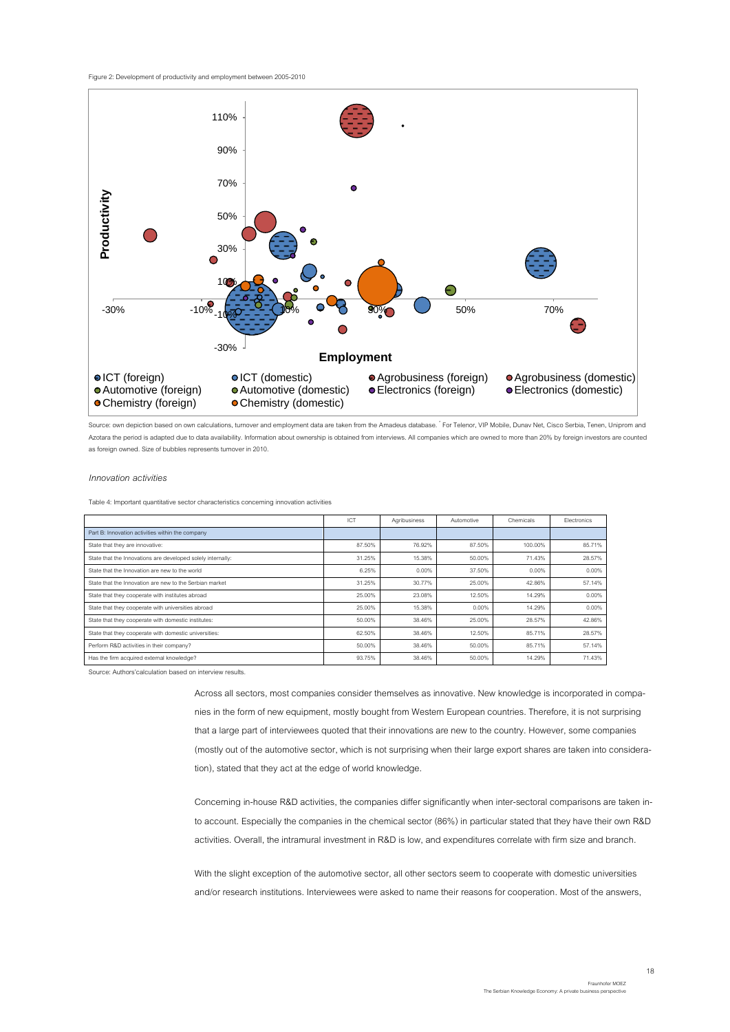Figure 2: Development of productivity and employment between 2005-2010

Source: own depiction based on own calculations, turnover and employment data are taken from the Amadeus database. * For Telenor, VIP Mobile, Dunav Net, Cisco Serbia, Tenen, Uniprom and Azotara the period is adapted due to data availability. Information about ownership is obtained from interviews. All companies which are owned to more than 20% by foreign investors are counted as foreign owned. Size of bubbles represents turnover in 2010.

*Innovation activities*

Table 4: Important quantitative sector characteristics concerning innovation activities

| | ICT | Agribusiness | Automotive | Chemicals | Electronics |
|---|---|---|---|---|---|
| Part B: Innovation activities within the company | | | | | |
| State that they are innovative: | 87.50% | 76.92% | 87.50% | 100.00% | 85.71% |
| State that the Innovations are developed solely internally: | 31.25% | 15.38% | 50.00% | 71.43% | 28.57% |
| State that the Innovation are new to the world | 6.25% | 0.00% | 37.50% | 0.00% | 0.00% |
| State that the Innovation are new to the Serbian market | 31.25% | 30.77% | 25.00% | 42.86% | 57.14% |
| State that they cooperate with institutes abroad | 25.00% | 23.08% | 12.50% | 14.29% | 0.00% |
| State that they cooperate with universities abroad | 25.00% | 15.38% | 0.00% | 14.29% | 0.00% |
| State that they cooperate with domestic institutes: | 50.00% | 38.46% | 25.00% | 28.57% | 42.86% |
| State that they cooperate with domestic universities: | 62.50% | 38.46% | 12.50% | 85.71% | 28.57% |
| Perform R&D activities in their company? | 50.00% | 38.46% | 50.00% | 85.71% | 57.14% |
| Has the firm acquired external knowledge? | 93.75% | 38.46% | 50.00% | 14.29% | 71.43% |

Source: Authors'calculation based on interview results.

Across all sectors, most companies consider themselves as innovative. New knowledge is incorporated in companies in the form of new equipment, mostly bought from Western European countries. Therefore, it is not surprising that a large part of interviewees quoted that their innovations are new to the country. However, some companies (mostly out of the automotive sector, which is not surprising when their large export shares are taken into consideration), stated that they act at the edge of world knowledge.

Concerning in-house R&D activities, the companies differ significantly when inter-sectoral comparisons are taken into account. Especially the companies in the chemical sector (86%) in particular stated that they have their own R&D activities. Overall, the intramural investment in R&D is low, and expenditures correlate with firm size and branch.

With the slight exception of the automotive sector, all other sectors seem to cooperate with domestic universities and/or research institutions. Interviewees were asked to name their reasons for cooperation. Most of the answers,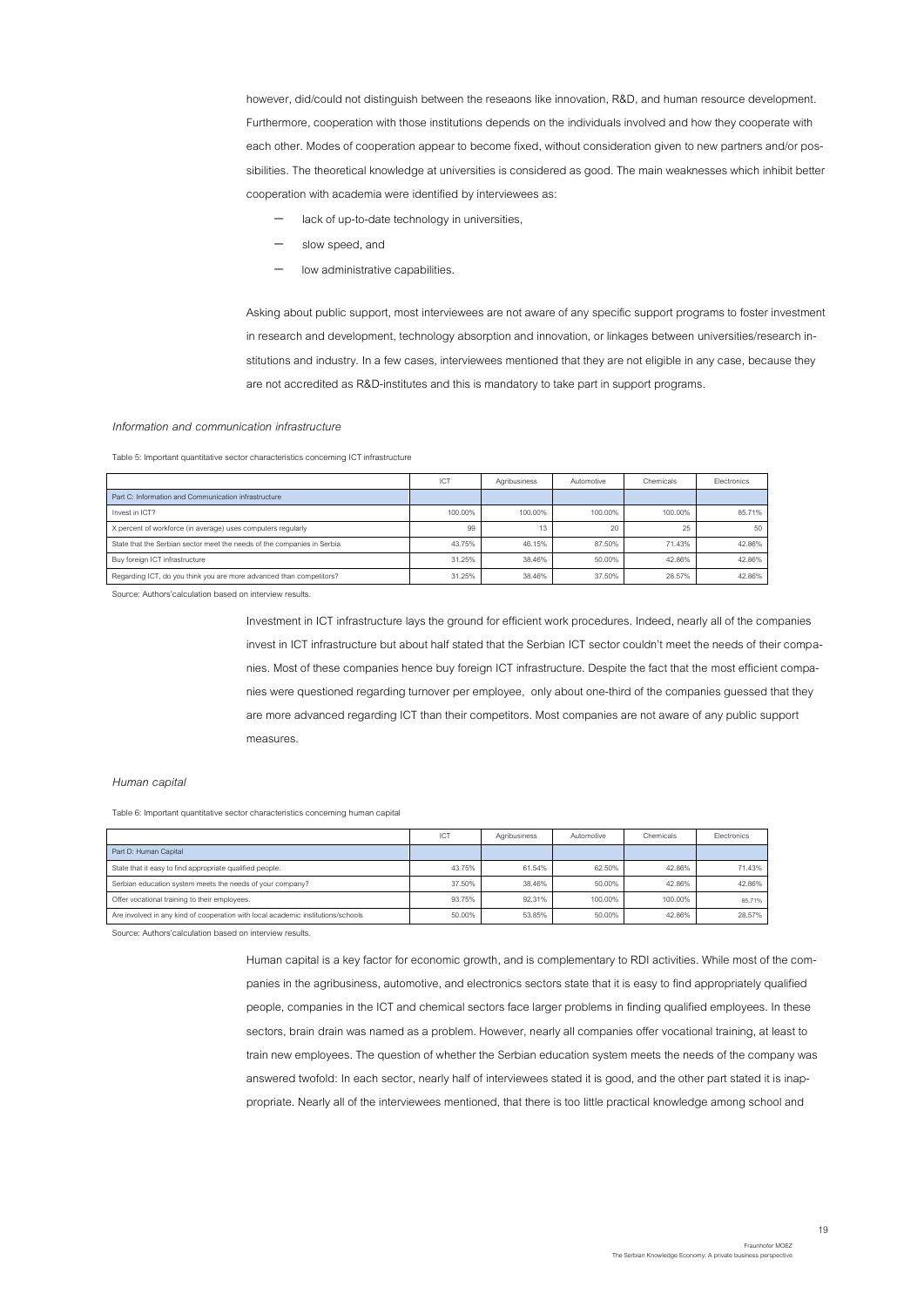however, did/could not distinguish between the reseaons like innovation, R&D, and human resource development. Furthermore, cooperation with those institutions depends on the individuals involved and how they cooperate with each other. Modes of cooperation appear to become fixed, without consideration given to new partners and/or possibilities. The theoretical knowledge at universities is considered as good. The main weaknesses which inhibit better cooperation with academia were identified by interviewees as:

- lack of up-to-date technology in universities,
- slow speed, and
- low administrative capabilities.

Asking about public support, most interviewees are not aware of any specific support programs to foster investment in research and development, technology absorption and innovation, or linkages between universities/research institutions and industry. In a few cases, interviewees mentioned that they are not eligible in any case, because they are not accredited as R&D-institutes and this is mandatory to take part in support programs.

*Information and communication infrastructure*

Table 5: Important quantitative sector characteristics concerning ICT infrastructure

| | ICT | Agribusiness | Automotive | Chemicals | Electronics |
|---|---|---|---|---|---|
| Part C: Information and Communication infrastructure | | | | | |
| Invest in ICT? | 100.00% | 100.00% | 100.00% | 100.00% | 85.71% |
| X percent of workforce (in average) uses computers regularly | 99 | 13 | 20 | 25 | 50 |
| State that the Serbian sector meet the needs of the companies in Serbia | 43.75% | 46.15% | 87.50% | 71.43% | 42.86% |
| Buy foreign ICT infrastructure | 31.25% | 38.46% | 50.00% | 42.86% | 42.86% |
| Regarding ICT, do you think you are more advanced than competitors? | 31.25% | 38.46% | 37.50% | 28.57% | 42.86% |

Source: Authors'calculation based on interview results.

Investment in ICT infrastructure lays the ground for efficient work procedures. Indeed, nearly all of the companies invest in ICT infrastructure but about half stated that the Serbian ICT sector couldn't meet the needs of their companies. Most of these companies hence buy foreign ICT infrastructure. Despite the fact that the most efficient companies were questioned regarding turnover per employee, only about one-third of the companies guessed that they are more advanced regarding ICT than their competitors. Most companies are not aware of any public support measures.

*Human capital*

Table 6: Important quantitative sector characteristics concerning human capital

| | ICT | Agribusiness | Automotive | Chemicals | Electronics |
|---|---|---|---|---|---|
| Part D: Human Capital | | | | | |
| State that it easy to find appropriate qualified people. | 43.75% | 61.54% | 62.50% | 42.86% | 71.43% |
| Serbian education system meets the needs of your company? | 37.50% | 38.46% | 50.00% | 42.86% | 42.86% |
| Offer vocational training to their employees. | 93.75% | 92.31% | 100.00% | 100.00% | 85.71% |
| Are involved in any kind of cooperation with local academic institutions/schools | 50.00% | 53.85% | 50.00% | 42.86% | 28.57% |

Source: Authors'calculation based on interview results.

Human capital is a key factor for economic growth, and is complementary to RDI activities. While most of the companies in the agribusiness, automotive, and electronics sectors state that it is easy to find appropriately qualified people, companies in the ICT and chemical sectors face larger problems in finding qualified employees. In these sectors, brain drain was named as a problem. However, nearly all companies offer vocational training, at least to train new employees. The question of whether the Serbian education system meets the needs of the company was answered twofold: In each sector, nearly half of interviewees stated it is good, and the other part stated it is inappropriate. Nearly all of the interviewees mentioned, that there is too little practical knowledge among school and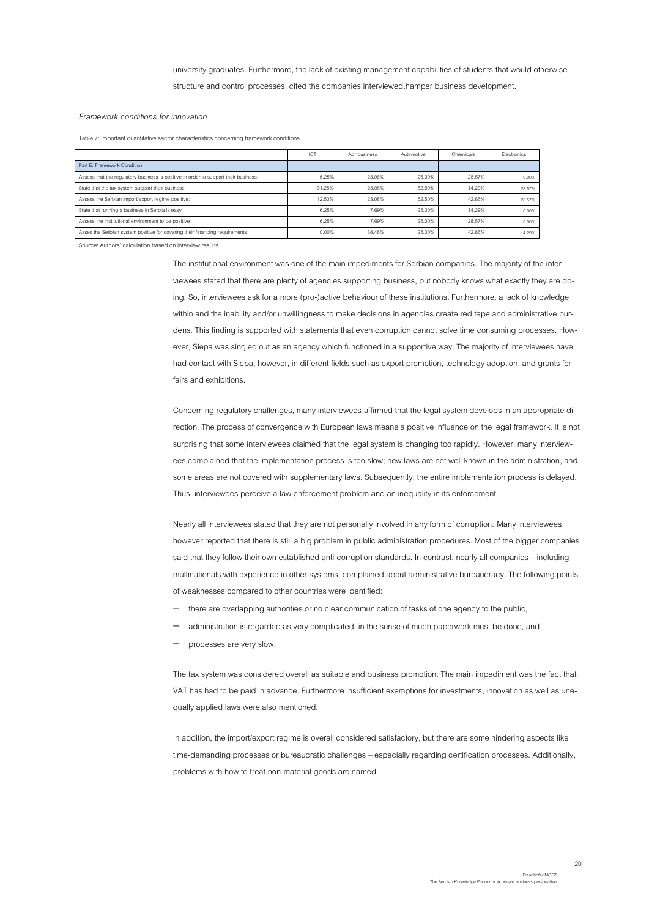university graduates. Furthermore, the lack of existing management capabilities of students that would otherwise structure and control processes, cited the companies interviewed,hamper business development.

*Framework conditions for innovation*

Table 7: Important quantitative sector characteristics concerning framework conditions

| | ICT | Agribusiness | Automotive | Chemicals | Electronics |
|---|---|---|---|---|---|
| Part E: Framework Condition | | | | | |
| Assess that the regulatory business is positive in order to support their business: | 6.25% | 23.08% | 25.00% | 28.57% | 0.00% |
| State that the tax system support their business: | 31.25% | 23.08% | 62.50% | 14.29% | 28.57% |
| Assess the Serbian import/export regime positive: | 12.50% | 23.08% | 62.50% | 42.86% | 28.57% |
| State that running a business in Serbia is easy | 6.25% | 7.69% | 25.00% | 14.29% | 0.00% |
| Assess the institutional environment to be positive | 6.25% | 7.69% | 25.00% | 28.57% | 0.00% |
| Asses the Serbian system positive for covering their financing requirements | 0.00% | 38.46% | 25.00% | 42.86% | 14.29% |

Source: Authors' calculation based on interview results.

The institutional environment was one of the main impediments for Serbian companies. The majority of the interviewees stated that there are plenty of agencies supporting business, but nobody knows what exactly they are doing. So, interviewees ask for a more (pro-)active behaviour of these institutions. Furthermore, a lack of knowledge within and the inability and/or unwillingness to make decisions in agencies create red tape and administrative burdens. This finding is supported with statements that even corruption cannot solve time consuming processes. However, Siepa was singled out as an agency which functioned in a supportive way. The majority of interviewees have had contact with Siepa, however, in different fields such as export promotion, technology adoption, and grants for fairs and exhibitions.

Concerning regulatory challenges, many interviewees affirmed that the legal system develops in an appropriate direction. The process of convergence with European laws means a positive influence on the legal framework. It is not surprising that some interviewees claimed that the legal system is changing too rapidly. However, many interviewees complained that the implementation process is too slow; new laws are not well known in the administration, and some areas are not covered with supplementary laws. Subsequently, the entire implementation process is delayed. Thus, interviewees perceive a law enforcement problem and an inequality in its enforcement.

Nearly all interviewees stated that they are not personally involved in any form of corruption. Many interviewees, however,reported that there is still a big problem in public administration procedures. Most of the bigger companies said that they follow their own established anti-corruption standards. In contrast, nearly all companies – including multinationals with experience in other systems, complained about administrative bureaucracy. The following points of weaknesses compared to other countries were identified:

- there are overlapping authorities or no clear communication of tasks of one agency to the public,
- administration is regarded as very complicated, in the sense of much paperwork must be done, and
- processes are very slow.

The tax system was considered overall as suitable and business promotion. The main impediment was the fact that VAT has had to be paid in advance. Furthermore insufficient exemptions for investments, innovation as well as unequally applied laws were also mentioned.

In addition, the import/export regime is overall considered satisfactory, but there are some hindering aspects like time-demanding processes or bureaucratic challenges – especially regarding certification processes. Additionally, problems with how to treat non-material goods are named.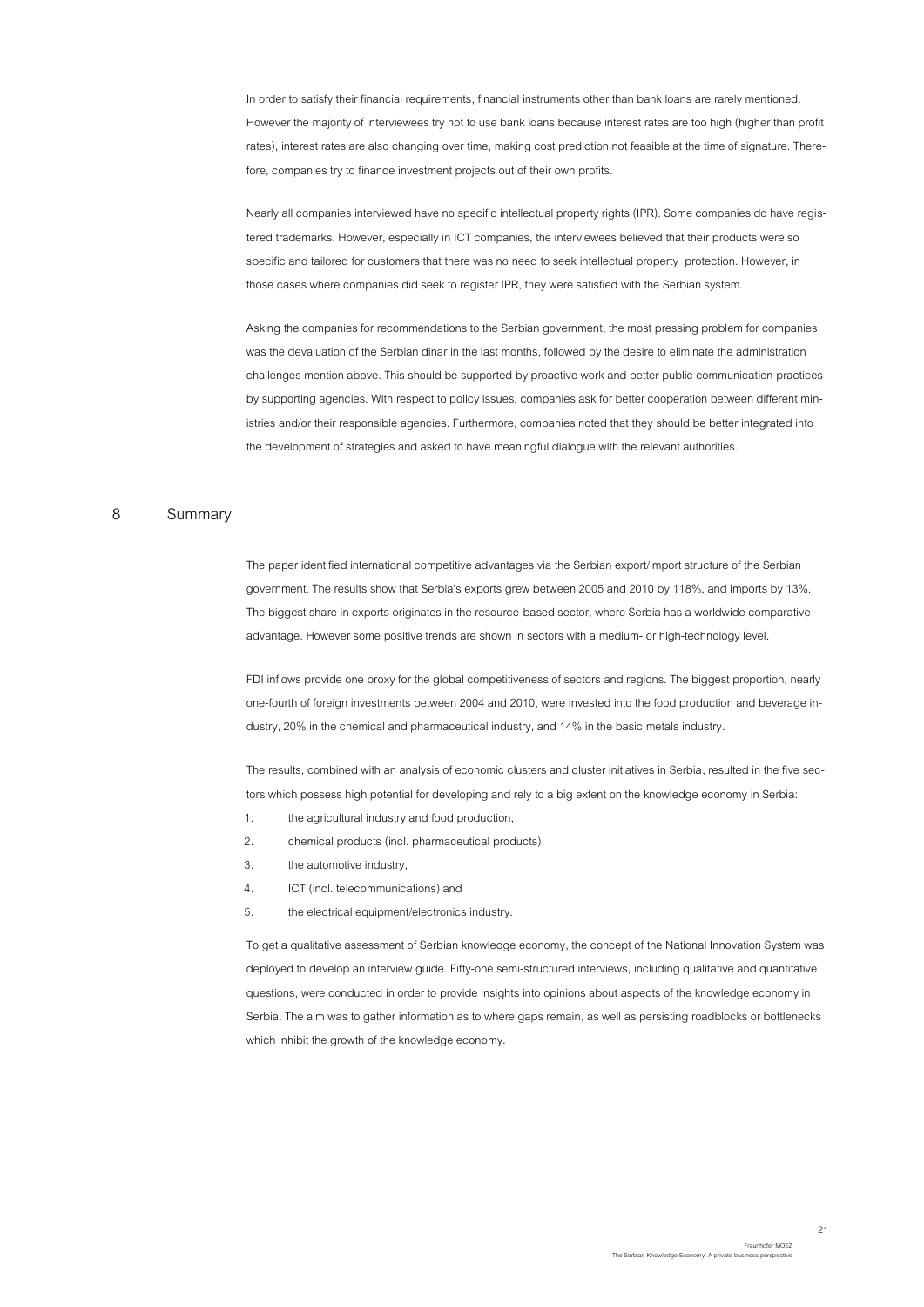In order to satisfy their financial requirements, financial instruments other than bank loans are rarely mentioned. However the majority of interviewees try not to use bank loans because interest rates are too high (higher than profit rates), interest rates are also changing over time, making cost prediction not feasible at the time of signature. Therefore, companies try to finance investment projects out of their own profits.

Nearly all companies interviewed have no specific intellectual property rights (IPR). Some companies do have registered trademarks. However, especially in ICT companies, the interviewees believed that their products were so specific and tailored for customers that there was no need to seek intellectual property protection. However, in those cases where companies did seek to register IPR, they were satisfied with the Serbian system.

Asking the companies for recommendations to the Serbian government, the most pressing problem for companies was the devaluation of the Serbian dinar in the last months, followed by the desire to eliminate the administration challenges mention above. This should be supported by proactive work and better public communication practices by supporting agencies. With respect to policy issues, companies ask for better cooperation between different ministries and/or their responsible agencies. Furthermore, companies noted that they should be better integrated into the development of strategies and asked to have meaningful dialogue with the relevant authorities.

# 8 Summary

The paper identified international competitive advantages via the Serbian export/import structure of the Serbian government. The results show that Serbia's exports grew between 2005 and 2010 by 118%, and imports by 13%. The biggest share in exports originates in the resource-based sector, where Serbia has a worldwide comparative advantage. However some positive trends are shown in sectors with a medium- or high-technology level.

FDI inflows provide one proxy for the global competitiveness of sectors and regions. The biggest proportion, nearly one-fourth of foreign investments between 2004 and 2010, were invested into the food production and beverage industry, 20% in the chemical and pharmaceutical industry, and 14% in the basic metals industry.

The results, combined with an analysis of economic clusters and cluster initiatives in Serbia, resulted in the five sectors which possess high potential for developing and rely to a big extent on the knowledge economy in Serbia:

1. the agricultural industry and food production,
2. chemical products (incl. pharmaceutical products),
3. the automotive industry,
4. ICT (incl. telecommunications) and
5. the electrical equipment/electronics industry.

To get a qualitative assessment of Serbian knowledge economy, the concept of the National Innovation System was deployed to develop an interview guide. Fifty-one semi-structured interviews, including qualitative and quantitative questions, were conducted in order to provide insights into opinions about aspects of the knowledge economy in Serbia. The aim was to gather information as to where gaps remain, as well as persisting roadblocks or bottlenecks which inhibit the growth of the knowledge economy.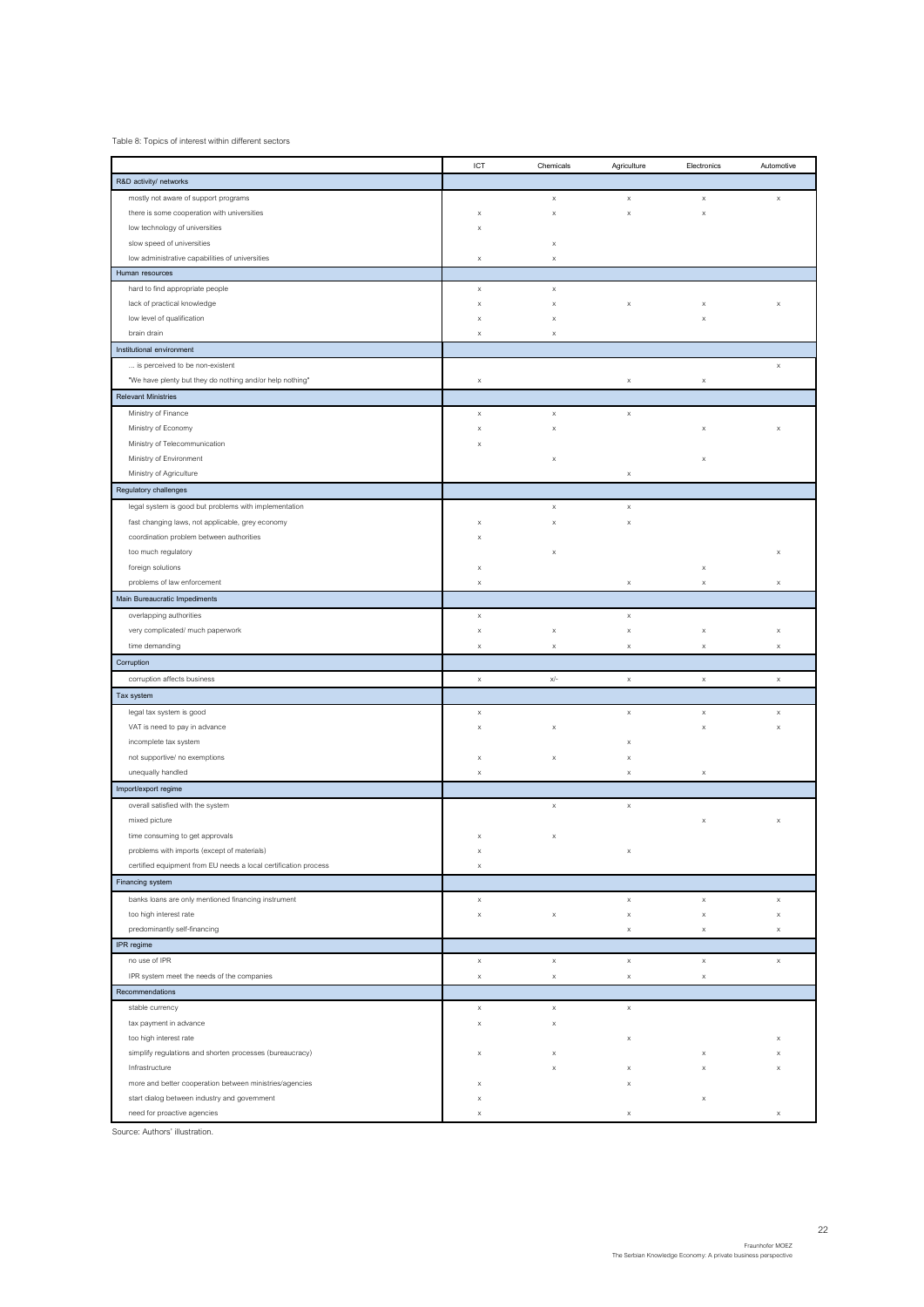Table 8: Topics of interest within different sectors

| | ICT | Chemicals | Agriculture | Electronics | Automotive |
|---|---|---|---|---|---|
| **R&D activity/ networks** | | | | | |
| mostly not aware of support programs | | x | x | x | x |
| there is some cooperation with universities | x | x | x | x | |
| low technology of universities | x | | | | |
| slow speed of universities | | x | | | |
| low administrative capabilities of universities | x | x | | | |
| **Human resources** | | | | | |
| hard to find appropriate people | x | x | | | |
| lack of practical knowledge | x | x | x | x | x |
| low level of qualification | x | x | | x | |
| brain drain | x | x | | | |
| **Institutional environment** | | | | | |
| ... is perceived to be non-existent | | | | | x |
| "We have plenty but they do nothing and/or help nothing" | x | | x | x | |
| **Relevant Ministries** | | | | | |
| Ministry of Finance | x | x | x | | |
| Ministry of Economy | x | x | | x | x |
| Ministry of Telecommunication | x | | | | |
| Ministry of Environment | | x | | x | |
| Ministry of Agriculture | | | x | | |
| **Regulatory challenges** | | | | | |
| legal system is good but problems with implementation | | x | x | | |
| fast changing laws, not applicable, grey economy | x | x | x | | |
| coordination problem between authorities | x | | | | |
| too much regulatory | | x | | | x |
| foreign solutions | x | | | x | |
| problems of law enforcement | x | | x | x | x |
| **Main Bureaucratic Impediments** | | | | | |
| overlapping authorities | x | | x | | |
| very complicated/ much paperwork | x | x | x | x | x |
| time demanding | x | x | x | x | x |
| **Corruption** | | | | | |
| corruption affects business | x | x/- | x | x | x |
| **Tax system** | | | | | |
| legal tax system is good | x | | x | x | x |
| VAT is need to pay in advance | x | x | | x | x |
| incomplete tax system | | | x | | |
| not supportive/ no exemptions | x | x | x | | |
| unequally handled | x | | x | x | |
| **Import/export regime** | | | | | |
| overall satisfied with the system | | x | x | | |
| mixed picture | | | | x | x |
| time consuming to get approvals | x | x | | | |
| problems with imports (except of materials) | x | | x | | |
| certified equipment from EU needs a local certification process | x | | | | |
| **Financing system** | | | | | |
| banks loans are only mentioned financing instrument | x | | x | x | x |
| too high interest rate | x | x | x | x | x |
| predominantly self-financing | | | x | x | x |
| **IPR regime** | | | | | |
| no use of IPR | x | x | x | x | x |
| IPR system meet the needs of the companies | x | x | x | x | |
| **Recommendations** | | | | | |
| stable currency | x | x | x | | |
| tax payment in advance | x | x | | | |
| too high interest rate | | | x | | x |
| simplify regulations and shorten processes (bureaucracy) | x | x | | x | x |
| Infrastructure | | x | x | x | x |
| more and better cooperation between ministries/agencies | x | | x | | |
| start dialog between industry and government | x | | | x | |
| need for proactive agencies | x | | x | | x |

Source: Authors' illustration.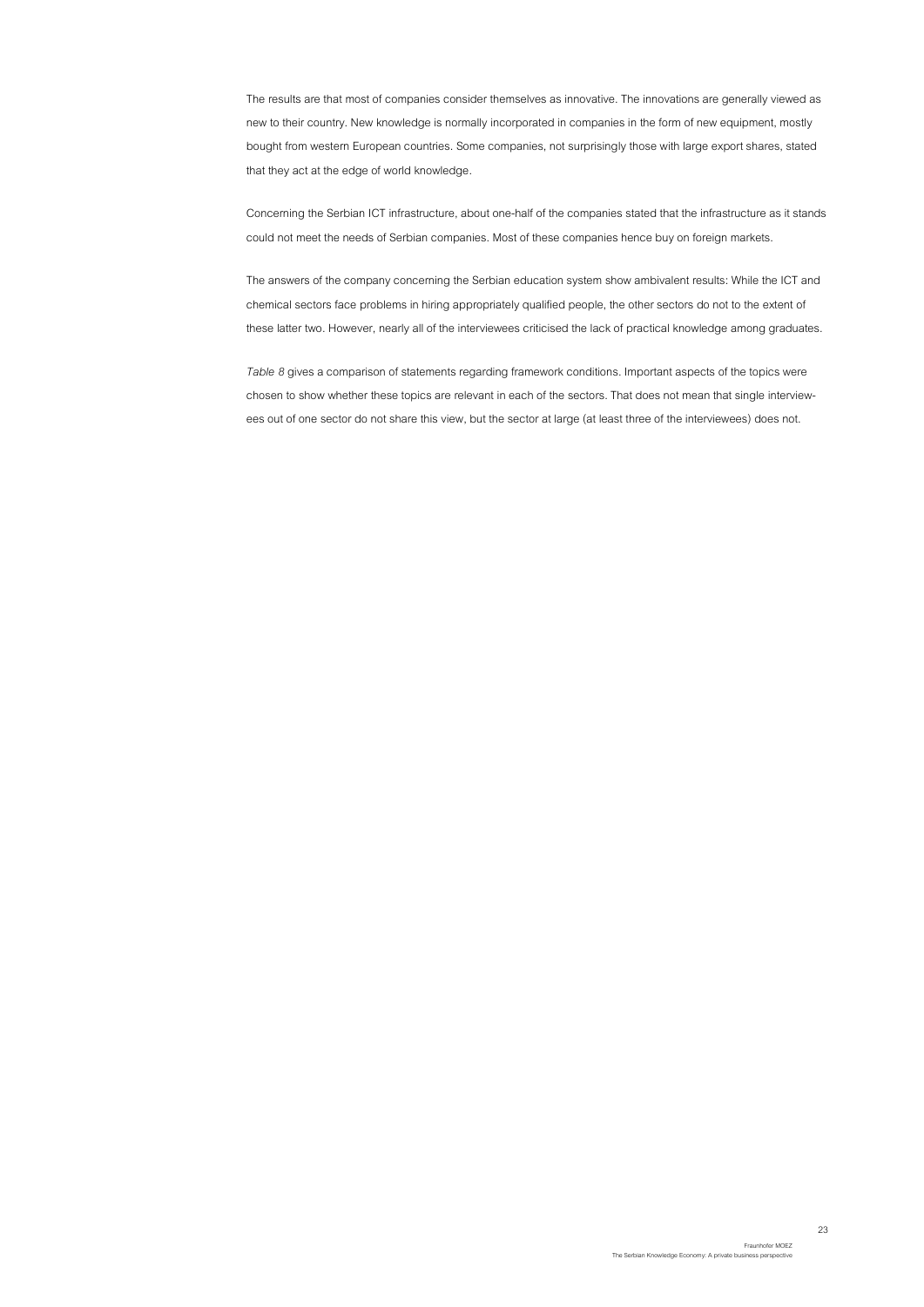The results are that most of companies consider themselves as innovative. The innovations are generally viewed as new to their country. New knowledge is normally incorporated in companies in the form of new equipment, mostly bought from western European countries. Some companies, not surprisingly those with large export shares, stated that they act at the edge of world knowledge.

Concerning the Serbian ICT infrastructure, about one-half of the companies stated that the infrastructure as it stands could not meet the needs of Serbian companies. Most of these companies hence buy on foreign markets.

The answers of the company concerning the Serbian education system show ambivalent results: While the ICT and chemical sectors face problems in hiring appropriately qualified people, the other sectors do not to the extent of these latter two. However, nearly all of the interviewees criticised the lack of practical knowledge among graduates.

*Table 8* gives a comparison of statements regarding framework conditions. Important aspects of the topics were chosen to show whether these topics are relevant in each of the sectors. That does not mean that single interviewees out of one sector do not share this view, but the sector at large (at least three of the interviewees) does not.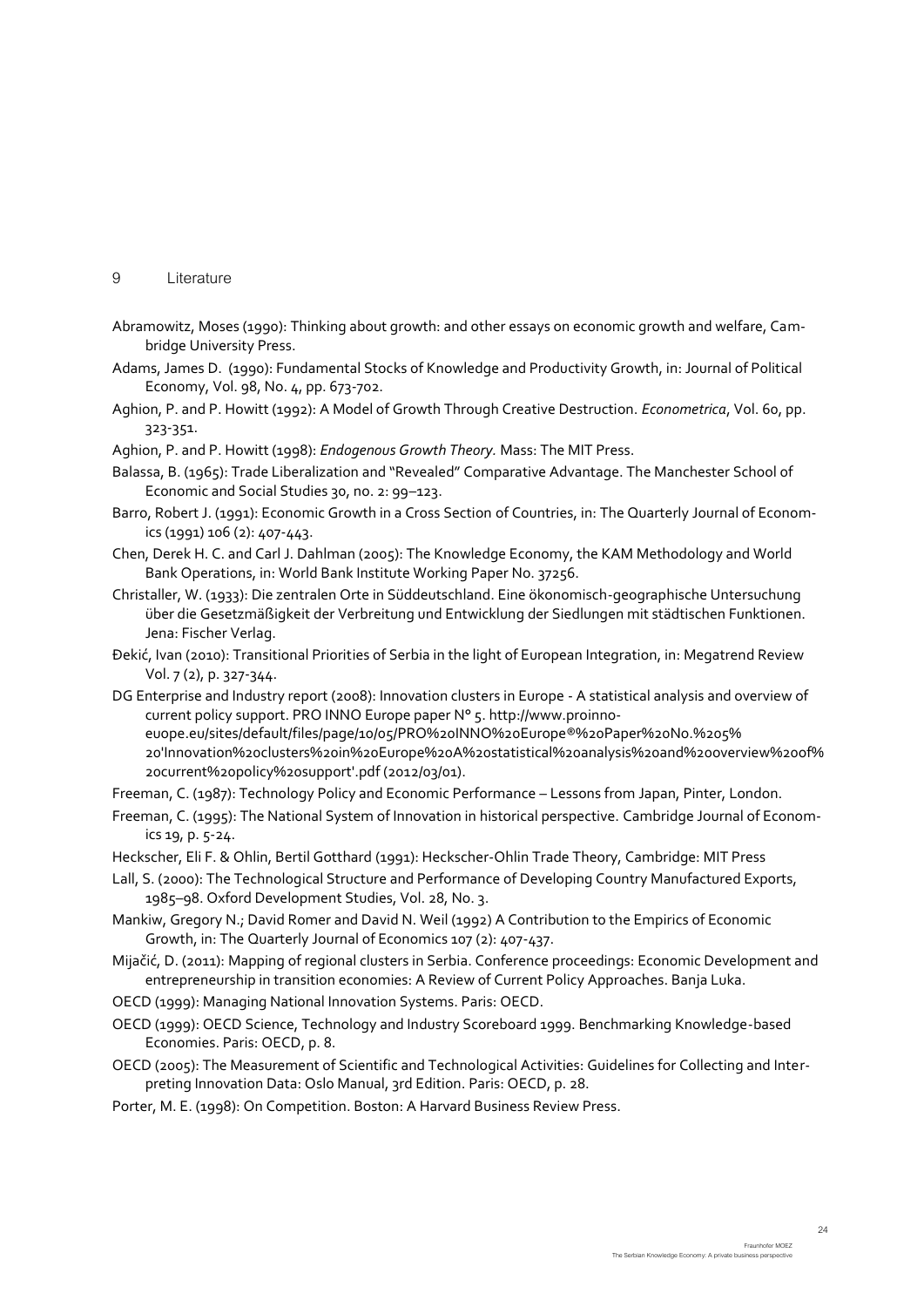# 9 Literature

Abramowitz, Moses (1990): Thinking about growth: and other essays on economic growth and welfare, Cambridge University Press.

Adams, James D. (1990): Fundamental Stocks of Knowledge and Productivity Growth, in: Journal of Political Economy, Vol. 98, No. 4, pp. 673-702.

Aghion, P. and P. Howitt (1992): A Model of Growth Through Creative Destruction. *Econometrica*, Vol. 60, pp. 323-351.

Aghion, P. and P. Howitt (1998): *Endogenous Growth Theory.* Mass: The MIT Press.

Balassa, B. (1965): Trade Liberalization and "Revealed" Comparative Advantage. The Manchester School of Economic and Social Studies 30, no. 2: 99–123.

Barro, Robert J. (1991): Economic Growth in a Cross Section of Countries, in: The Quarterly Journal of Economics (1991) 106 (2): 407-443.

Chen, Derek H. C. and Carl J. Dahlman (2005): The Knowledge Economy, the KAM Methodology and World Bank Operations, in: World Bank Institute Working Paper No. 37256.

Christaller, W. (1933): Die zentralen Orte in Süddeutschland. Eine ökonomisch-geographische Untersuchung über die Gesetzmäßigkeit der Verbreitung und Entwicklung der Siedlungen mit städtischen Funktionen. Jena: Fischer Verlag.

Đekić, Ivan (2010): Transitional Priorities of Serbia in the light of European Integration, in: Megatrend Review Vol. 7 (2), p. 327-344.

DG Enterprise and Industry report (2008): Innovation clusters in Europe - A statistical analysis and overview of current policy support. PRO INNO Europe paper N° 5. http://www.proinno-euope.eu/sites/default/files/page/10/05/PRO%20INNO%20Europe®%20Paper%20No.%205%20'Innovation%20clusters%20in%20Europe%20A%20statistical%20analysis%20and%20overview%20of%20current%20policy%20support'.pdf (2012/03/01).

Freeman, C. (1987): Technology Policy and Economic Performance – Lessons from Japan, Pinter, London.

Freeman, C. (1995): The National System of Innovation in historical perspective. Cambridge Journal of Economics 19, p. 5-24.

Heckscher, Eli F. & Ohlin, Bertil Gotthard (1991): Heckscher-Ohlin Trade Theory, Cambridge: MIT Press

Lall, S. (2000): The Technological Structure and Performance of Developing Country Manufactured Exports, 1985–98. Oxford Development Studies, Vol. 28, No. 3.

Mankiw, Gregory N.; David Romer and David N. Weil (1992) A Contribution to the Empirics of Economic Growth, in: The Quarterly Journal of Economics 107 (2): 407-437.

Mijačić, D. (2011): Mapping of regional clusters in Serbia. Conference proceedings: Economic Development and entrepreneurship in transition economies: A Review of Current Policy Approaches. Banja Luka.

OECD (1999): Managing National Innovation Systems. Paris: OECD.

OECD (1999): OECD Science, Technology and Industry Scoreboard 1999. Benchmarking Knowledge-based Economies. Paris: OECD, p. 8.

OECD (2005): The Measurement of Scientific and Technological Activities: Guidelines for Collecting and Interpreting Innovation Data: Oslo Manual, 3rd Edition. Paris: OECD, p. 28.

Porter, M. E. (1998): On Competition. Boston: A Harvard Business Review Press.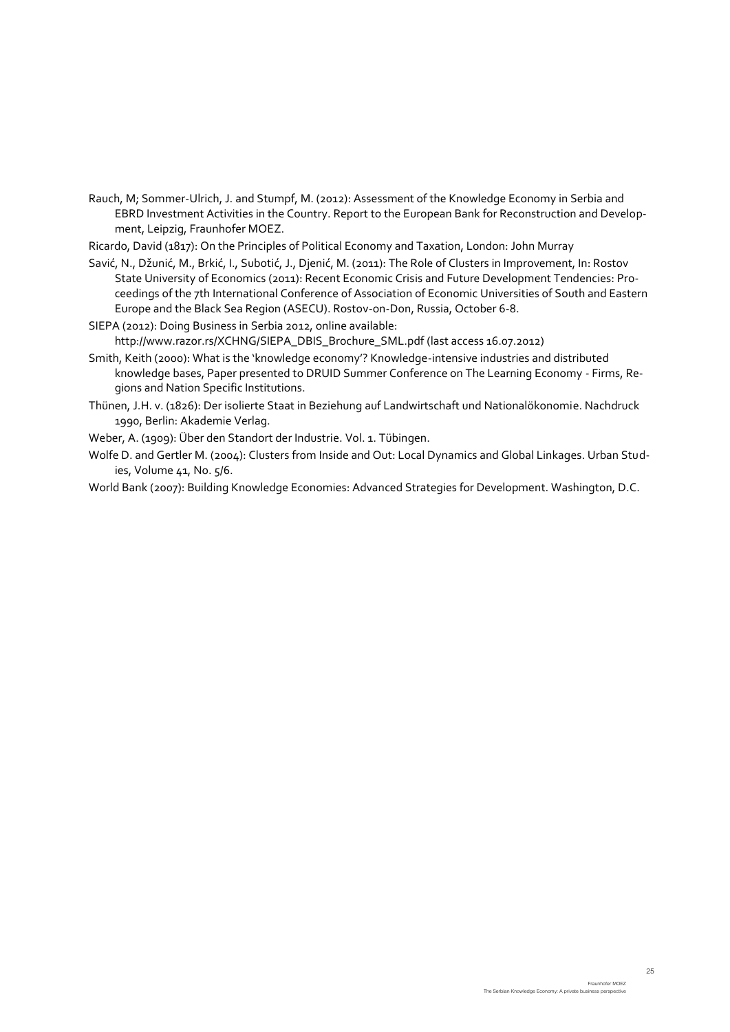Rauch, M; Sommer-Ulrich, J. and Stumpf, M. (2012): Assessment of the Knowledge Economy in Serbia and EBRD Investment Activities in the Country. Report to the European Bank for Reconstruction and Development, Leipzig, Fraunhofer MOEZ.

Ricardo, David (1817): On the Principles of Political Economy and Taxation, London: John Murray

Savić, N., Džunić, M., Brkić, I., Subotić, J., Djenić, M. (2011): The Role of Clusters in Improvement, In: Rostov State University of Economics (2011): Recent Economic Crisis and Future Development Tendencies: Proceedings of the 7th International Conference of Association of Economic Universities of South and Eastern Europe and the Black Sea Region (ASECU). Rostov-on-Don, Russia, October 6-8.

SIEPA (2012): Doing Business in Serbia 2012, online available: http://www.razor.rs/XCHNG/SIEPA_DBIS_Brochure_SML.pdf (last access 16.07.2012)

Smith, Keith (2000): What is the 'knowledge economy'? Knowledge-intensive industries and distributed knowledge bases, Paper presented to DRUID Summer Conference on The Learning Economy - Firms, Regions and Nation Specific Institutions.

Thünen, J.H. v. (1826): Der isolierte Staat in Beziehung auf Landwirtschaft und Nationalökonomie. Nachdruck 1990, Berlin: Akademie Verlag.

Weber, A. (1909): Über den Standort der Industrie. Vol. 1. Tübingen.

Wolfe D. and Gertler M. (2004): Clusters from Inside and Out: Local Dynamics and Global Linkages. Urban Studies, Volume 41, No. 5/6.

World Bank (2007): Building Knowledge Economies: Advanced Strategies for Development. Washington, D.C.